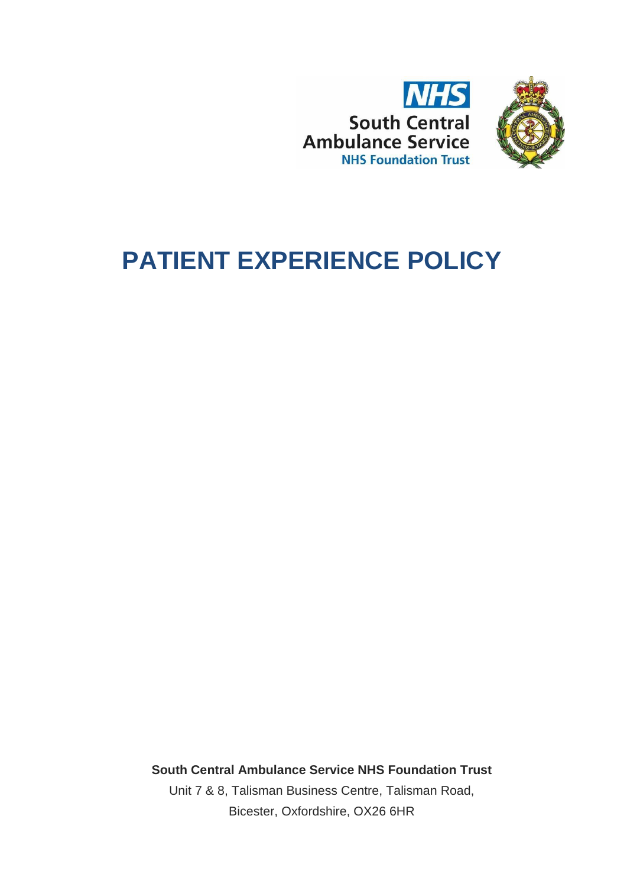NHS

South Central Ambulance Service

NHS Foundation Trust

# PATIENT EXPERIENCE POLICY

**South Central Ambulance Service NHS Foundation Trust**

Unit 7 & 8, Talisman Business Centre, Talisman Road,

Bicester, Oxfordshire, OX26 6HR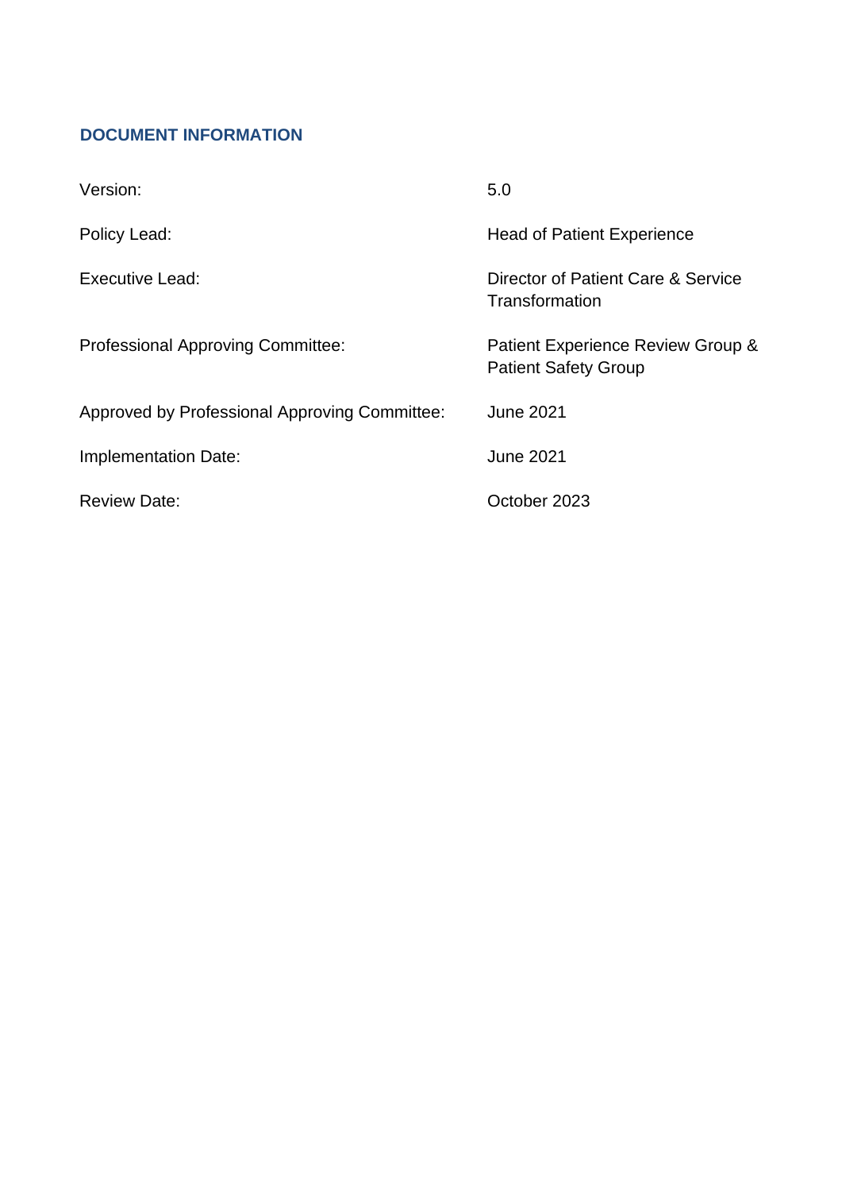## DOCUMENT INFORMATION

| | |
|---|---|
| Version: | 5.0 |
| Policy Lead: | Head of Patient Experience |
| Executive Lead: | Director of Patient Care & Service Transformation |
| Professional Approving Committee: | Patient Experience Review Group & Patient Safety Group |
| Approved by Professional Approving Committee: | June 2021 |
| Implementation Date: | June 2021 |
| Review Date: | October 2023 |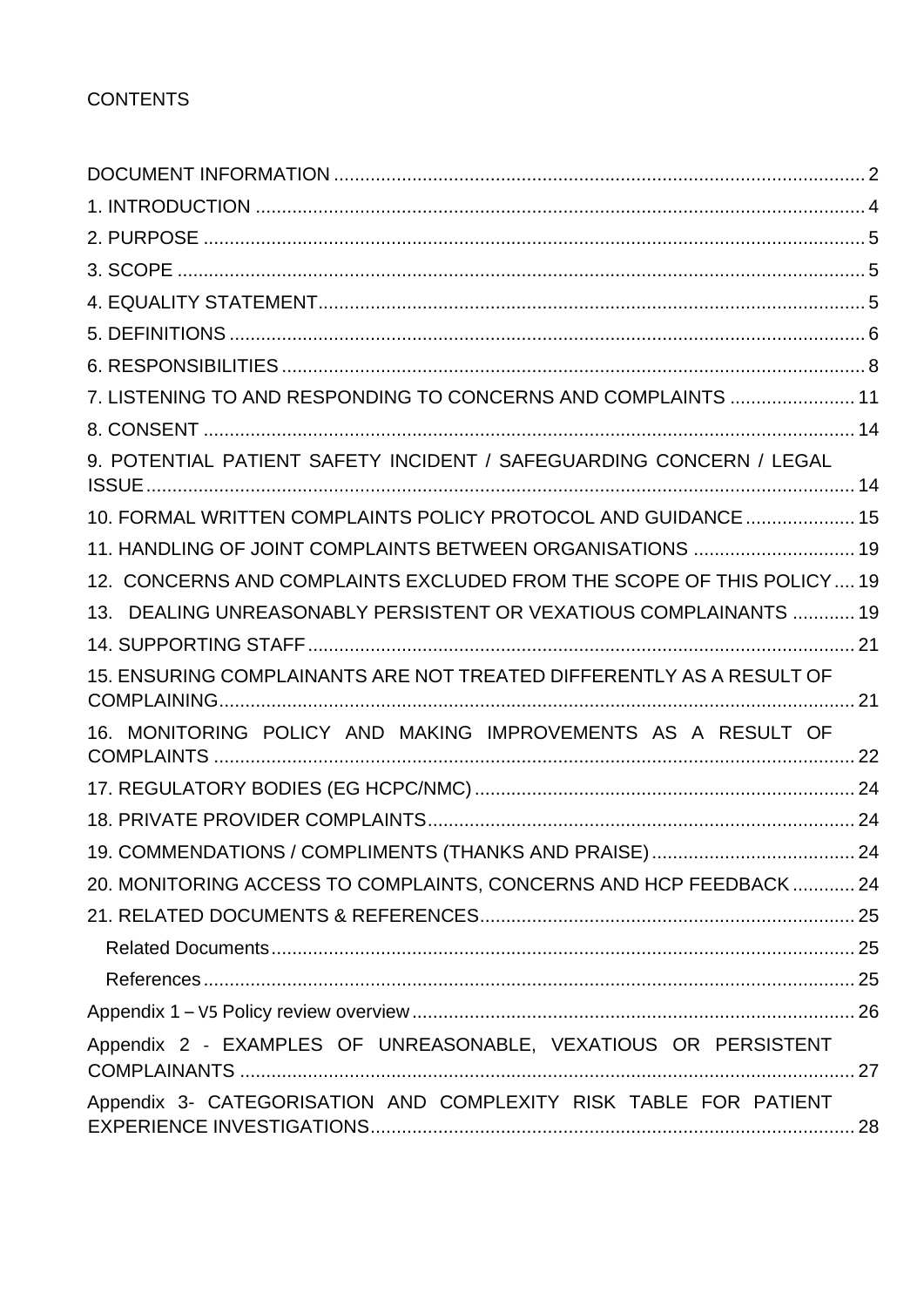CONTENTS

| | |
|---|---|
| DOCUMENT INFORMATION | 2 |
| 1. INTRODUCTION | 4 |
| 2. PURPOSE | 5 |
| 3. SCOPE | 5 |
| 4. EQUALITY STATEMENT | 5 |
| 5. DEFINITIONS | 6 |
| 6. RESPONSIBILITIES | 8 |
| 7. LISTENING TO AND RESPONDING TO CONCERNS AND COMPLAINTS | 11 |
| 8. CONSENT | 14 |
| 9. POTENTIAL PATIENT SAFETY INCIDENT / SAFEGUARDING CONCERN / LEGAL ISSUE | 14 |
| 10. FORMAL WRITTEN COMPLAINTS POLICY PROTOCOL AND GUIDANCE | 15 |
| 11. HANDLING OF JOINT COMPLAINTS BETWEEN ORGANISATIONS | 19 |
| 12. CONCERNS AND COMPLAINTS EXCLUDED FROM THE SCOPE OF THIS POLICY | 19 |
| 13. DEALING UNREASONABLY PERSISTENT OR VEXATIOUS COMPLAINANTS | 19 |
| 14. SUPPORTING STAFF | 21 |
| 15. ENSURING COMPLAINANTS ARE NOT TREATED DIFFERENTLY AS A RESULT OF COMPLAINING | 21 |
| 16. MONITORING POLICY AND MAKING IMPROVEMENTS AS A RESULT OF COMPLAINTS | 22 |
| 17. REGULATORY BODIES (EG HCPC/NMC) | 24 |
| 18. PRIVATE PROVIDER COMPLAINTS | 24 |
| 19. COMMENDATIONS / COMPLIMENTS (THANKS AND PRAISE) | 24 |
| 20. MONITORING ACCESS TO COMPLAINTS, CONCERNS AND HCP FEEDBACK | 24 |
| 21. RELATED DOCUMENTS & REFERENCES | 25 |
| Related Documents | 25 |
| References | 25 |
| Appendix 1 – V5 Policy review overview | 26 |
| Appendix 2 - EXAMPLES OF UNREASONABLE, VEXATIOUS OR PERSISTENT COMPLAINANTS | 27 |
| Appendix 3- CATEGORISATION AND COMPLEXITY RISK TABLE FOR PATIENT EXPERIENCE INVESTIGATIONS | 28 |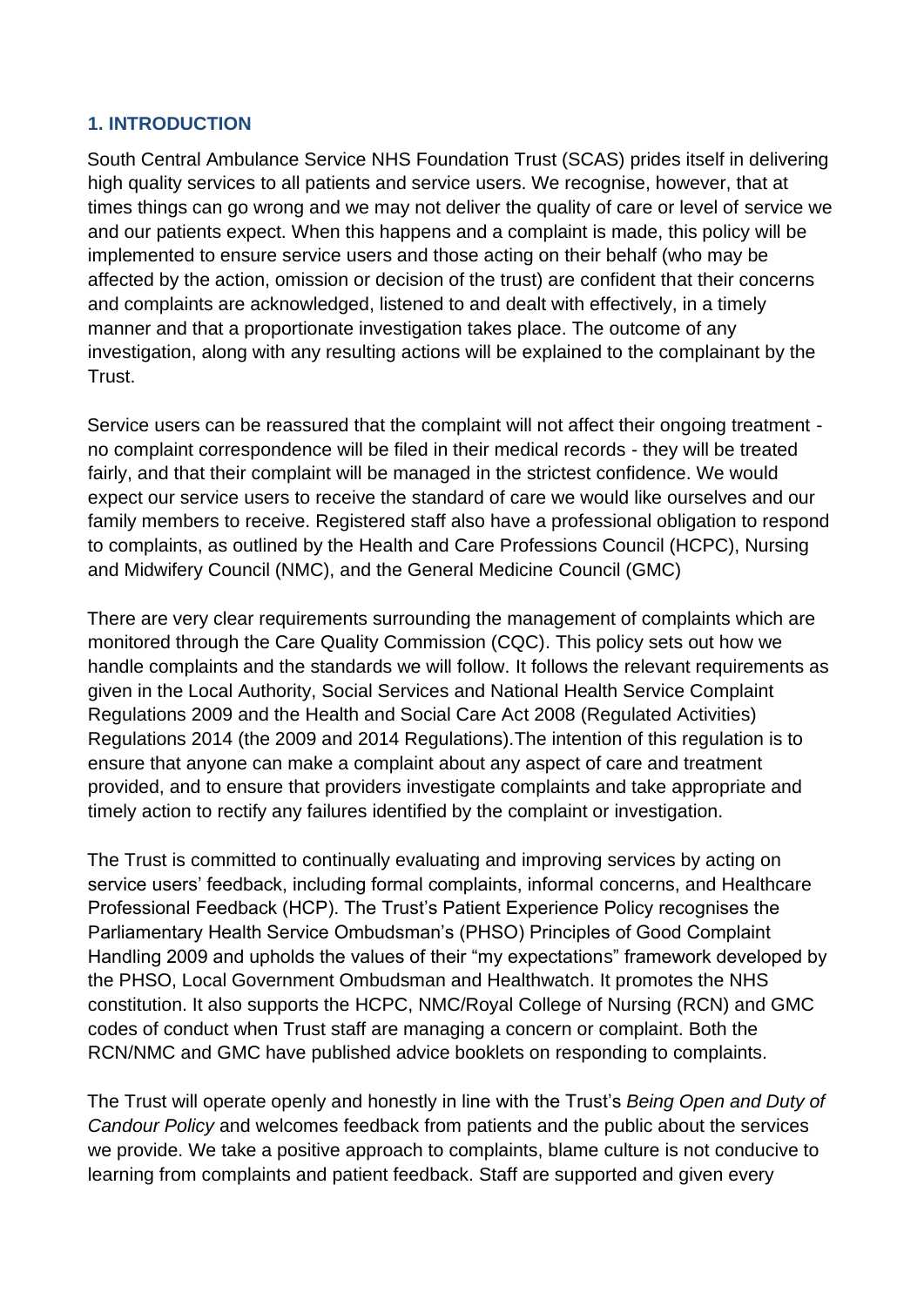## 1. INTRODUCTION

South Central Ambulance Service NHS Foundation Trust (SCAS) prides itself in delivering high quality services to all patients and service users. We recognise, however, that at times things can go wrong and we may not deliver the quality of care or level of service we and our patients expect. When this happens and a complaint is made, this policy will be implemented to ensure service users and those acting on their behalf (who may be affected by the action, omission or decision of the trust) are confident that their concerns and complaints are acknowledged, listened to and dealt with effectively, in a timely manner and that a proportionate investigation takes place. The outcome of any investigation, along with any resulting actions will be explained to the complainant by the Trust.

Service users can be reassured that the complaint will not affect their ongoing treatment - no complaint correspondence will be filed in their medical records - they will be treated fairly, and that their complaint will be managed in the strictest confidence. We would expect our service users to receive the standard of care we would like ourselves and our family members to receive. Registered staff also have a professional obligation to respond to complaints, as outlined by the Health and Care Professions Council (HCPC), Nursing and Midwifery Council (NMC), and the General Medicine Council (GMC)

There are very clear requirements surrounding the management of complaints which are monitored through the Care Quality Commission (CQC). This policy sets out how we handle complaints and the standards we will follow. It follows the relevant requirements as given in the Local Authority, Social Services and National Health Service Complaint Regulations 2009 and the Health and Social Care Act 2008 (Regulated Activities) Regulations 2014 (the 2009 and 2014 Regulations).The intention of this regulation is to ensure that anyone can make a complaint about any aspect of care and treatment provided, and to ensure that providers investigate complaints and take appropriate and timely action to rectify any failures identified by the complaint or investigation.

The Trust is committed to continually evaluating and improving services by acting on service users' feedback, including formal complaints, informal concerns, and Healthcare Professional Feedback (HCP). The Trust's Patient Experience Policy recognises the Parliamentary Health Service Ombudsman's (PHSO) Principles of Good Complaint Handling 2009 and upholds the values of their "my expectations" framework developed by the PHSO, Local Government Ombudsman and Healthwatch. It promotes the NHS constitution. It also supports the HCPC, NMC/Royal College of Nursing (RCN) and GMC codes of conduct when Trust staff are managing a concern or complaint. Both the RCN/NMC and GMC have published advice booklets on responding to complaints.

The Trust will operate openly and honestly in line with the Trust's *Being Open and Duty of Candour Policy* and welcomes feedback from patients and the public about the services we provide. We take a positive approach to complaints, blame culture is not conducive to learning from complaints and patient feedback. Staff are supported and given every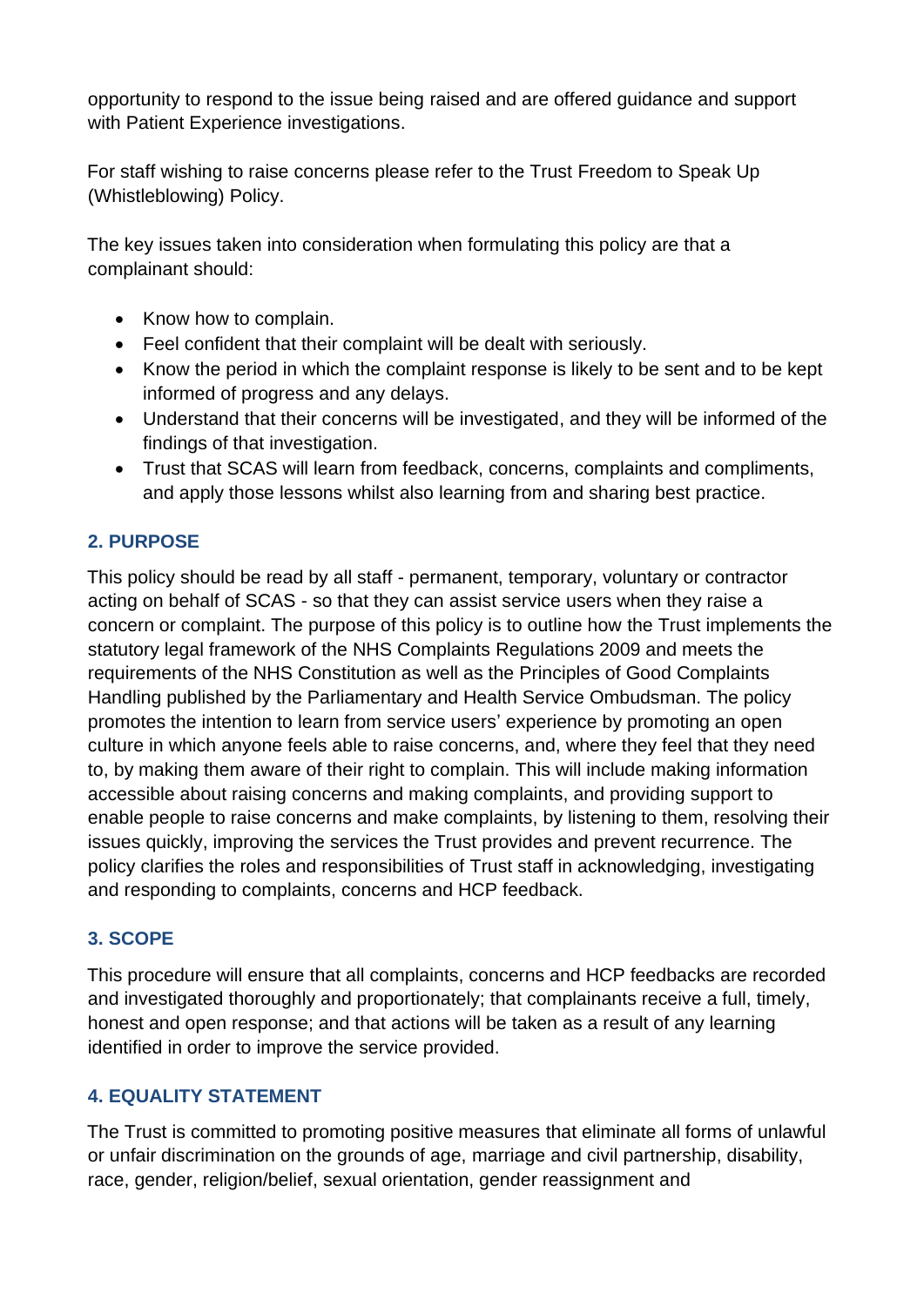opportunity to respond to the issue being raised and are offered guidance and support with Patient Experience investigations.

For staff wishing to raise concerns please refer to the Trust Freedom to Speak Up (Whistleblowing) Policy.

The key issues taken into consideration when formulating this policy are that a complainant should:

- Know how to complain.
- Feel confident that their complaint will be dealt with seriously.
- Know the period in which the complaint response is likely to be sent and to be kept informed of progress and any delays.
- Understand that their concerns will be investigated, and they will be informed of the findings of that investigation.
- Trust that SCAS will learn from feedback, concerns, complaints and compliments, and apply those lessons whilst also learning from and sharing best practice.

## 2. PURPOSE

This policy should be read by all staff - permanent, temporary, voluntary or contractor acting on behalf of SCAS - so that they can assist service users when they raise a concern or complaint. The purpose of this policy is to outline how the Trust implements the statutory legal framework of the NHS Complaints Regulations 2009 and meets the requirements of the NHS Constitution as well as the Principles of Good Complaints Handling published by the Parliamentary and Health Service Ombudsman. The policy promotes the intention to learn from service users' experience by promoting an open culture in which anyone feels able to raise concerns, and, where they feel that they need to, by making them aware of their right to complain. This will include making information accessible about raising concerns and making complaints, and providing support to enable people to raise concerns and make complaints, by listening to them, resolving their issues quickly, improving the services the Trust provides and prevent recurrence. The policy clarifies the roles and responsibilities of Trust staff in acknowledging, investigating and responding to complaints, concerns and HCP feedback.

## 3. SCOPE

This procedure will ensure that all complaints, concerns and HCP feedbacks are recorded and investigated thoroughly and proportionately; that complainants receive a full, timely, honest and open response; and that actions will be taken as a result of any learning identified in order to improve the service provided.

## 4. EQUALITY STATEMENT

The Trust is committed to promoting positive measures that eliminate all forms of unlawful or unfair discrimination on the grounds of age, marriage and civil partnership, disability, race, gender, religion/belief, sexual orientation, gender reassignment and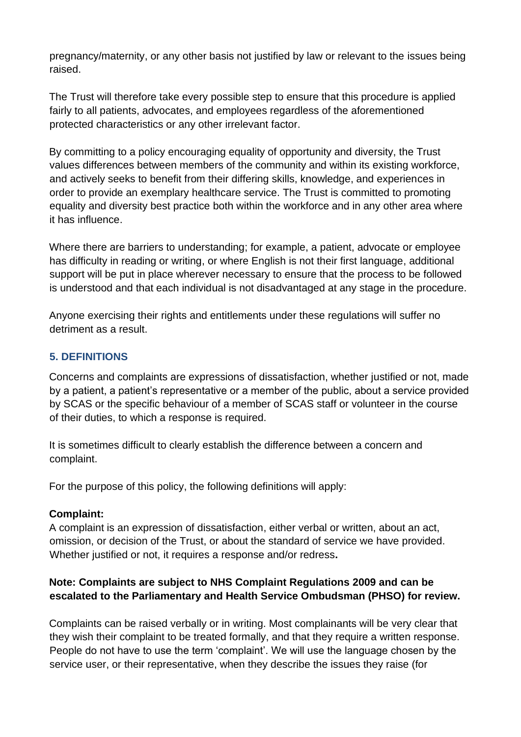pregnancy/maternity, or any other basis not justified by law or relevant to the issues being raised.

The Trust will therefore take every possible step to ensure that this procedure is applied fairly to all patients, advocates, and employees regardless of the aforementioned protected characteristics or any other irrelevant factor.

By committing to a policy encouraging equality of opportunity and diversity, the Trust values differences between members of the community and within its existing workforce, and actively seeks to benefit from their differing skills, knowledge, and experiences in order to provide an exemplary healthcare service. The Trust is committed to promoting equality and diversity best practice both within the workforce and in any other area where it has influence.

Where there are barriers to understanding; for example, a patient, advocate or employee has difficulty in reading or writing, or where English is not their first language, additional support will be put in place wherever necessary to ensure that the process to be followed is understood and that each individual is not disadvantaged at any stage in the procedure.

Anyone exercising their rights and entitlements under these regulations will suffer no detriment as a result.

## 5. DEFINITIONS

Concerns and complaints are expressions of dissatisfaction, whether justified or not, made by a patient, a patient's representative or a member of the public, about a service provided by SCAS or the specific behaviour of a member of SCAS staff or volunteer in the course of their duties, to which a response is required.

It is sometimes difficult to clearly establish the difference between a concern and complaint.

For the purpose of this policy, the following definitions will apply:

**Complaint:**
A complaint is an expression of dissatisfaction, either verbal or written, about an act, omission, or decision of the Trust, or about the standard of service we have provided. Whether justified or not, it requires a response and/or redress**.**

**Note: Complaints are subject to NHS Complaint Regulations 2009 and can be escalated to the Parliamentary and Health Service Ombudsman (PHSO) for review.**

Complaints can be raised verbally or in writing. Most complainants will be very clear that they wish their complaint to be treated formally, and that they require a written response. People do not have to use the term 'complaint'. We will use the language chosen by the service user, or their representative, when they describe the issues they raise (for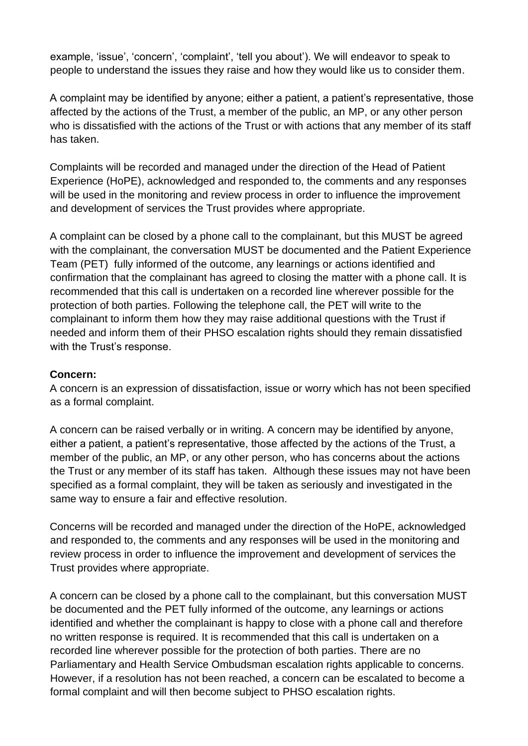example, 'issue', 'concern', 'complaint', 'tell you about'). We will endeavor to speak to people to understand the issues they raise and how they would like us to consider them.

A complaint may be identified by anyone; either a patient, a patient's representative, those affected by the actions of the Trust, a member of the public, an MP, or any other person who is dissatisfied with the actions of the Trust or with actions that any member of its staff has taken.

Complaints will be recorded and managed under the direction of the Head of Patient Experience (HoPE), acknowledged and responded to, the comments and any responses will be used in the monitoring and review process in order to influence the improvement and development of services the Trust provides where appropriate.

A complaint can be closed by a phone call to the complainant, but this MUST be agreed with the complainant, the conversation MUST be documented and the Patient Experience Team (PET) fully informed of the outcome, any learnings or actions identified and confirmation that the complainant has agreed to closing the matter with a phone call. It is recommended that this call is undertaken on a recorded line wherever possible for the protection of both parties. Following the telephone call, the PET will write to the complainant to inform them how they may raise additional questions with the Trust if needed and inform them of their PHSO escalation rights should they remain dissatisfied with the Trust's response.

**Concern:**

A concern is an expression of dissatisfaction, issue or worry which has not been specified as a formal complaint.

A concern can be raised verbally or in writing. A concern may be identified by anyone, either a patient, a patient's representative, those affected by the actions of the Trust, a member of the public, an MP, or any other person, who has concerns about the actions the Trust or any member of its staff has taken. Although these issues may not have been specified as a formal complaint, they will be taken as seriously and investigated in the same way to ensure a fair and effective resolution.

Concerns will be recorded and managed under the direction of the HoPE, acknowledged and responded to, the comments and any responses will be used in the monitoring and review process in order to influence the improvement and development of services the Trust provides where appropriate.

A concern can be closed by a phone call to the complainant, but this conversation MUST be documented and the PET fully informed of the outcome, any learnings or actions identified and whether the complainant is happy to close with a phone call and therefore no written response is required. It is recommended that this call is undertaken on a recorded line wherever possible for the protection of both parties. There are no Parliamentary and Health Service Ombudsman escalation rights applicable to concerns. However, if a resolution has not been reached, a concern can be escalated to become a formal complaint and will then become subject to PHSO escalation rights.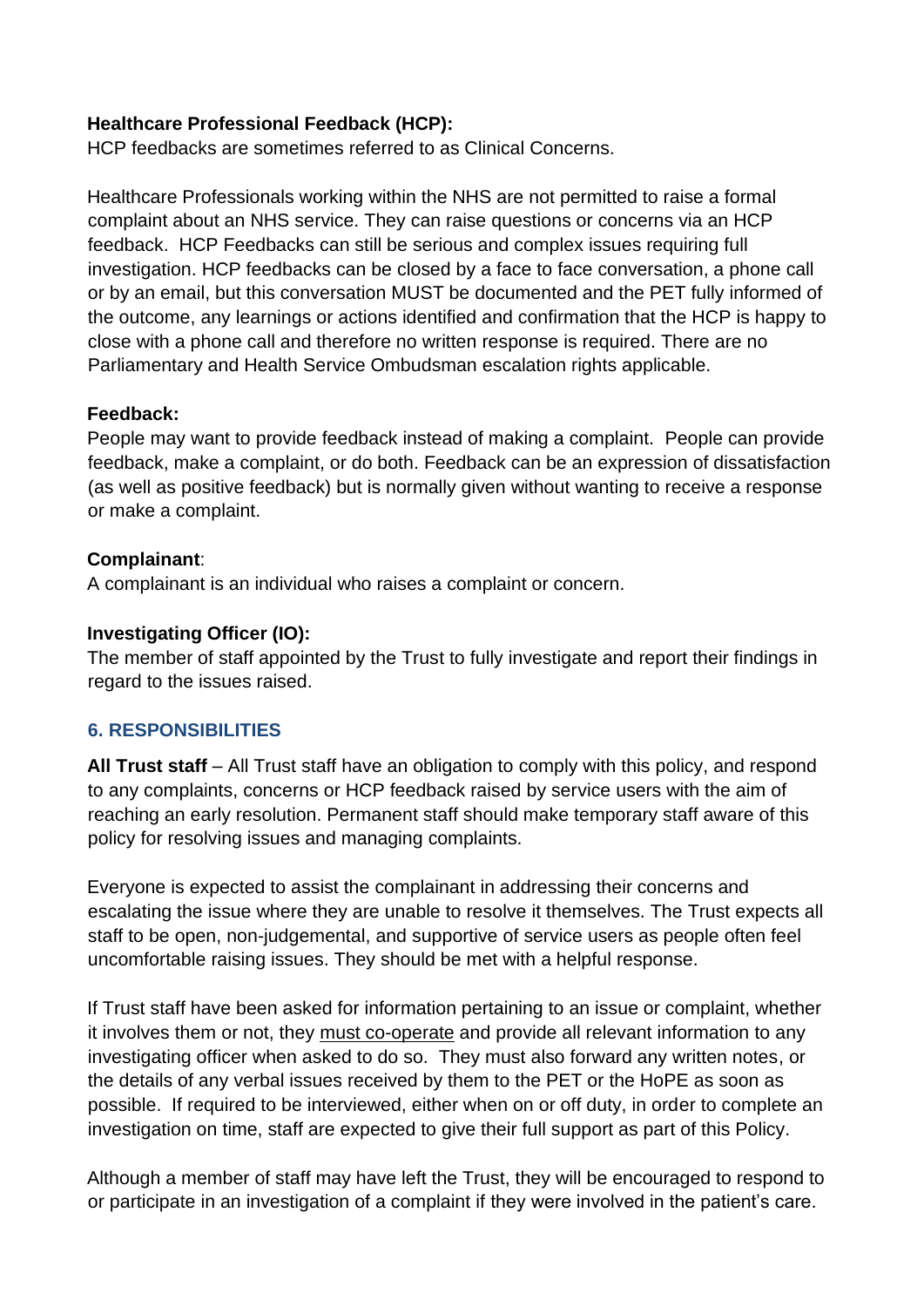**Healthcare Professional Feedback (HCP):**
HCP feedbacks are sometimes referred to as Clinical Concerns.

Healthcare Professionals working within the NHS are not permitted to raise a formal complaint about an NHS service. They can raise questions or concerns via an HCP feedback. HCP Feedbacks can still be serious and complex issues requiring full investigation. HCP feedbacks can be closed by a face to face conversation, a phone call or by an email, but this conversation MUST be documented and the PET fully informed of the outcome, any learnings or actions identified and confirmation that the HCP is happy to close with a phone call and therefore no written response is required. There are no Parliamentary and Health Service Ombudsman escalation rights applicable.

**Feedback:**
People may want to provide feedback instead of making a complaint. People can provide feedback, make a complaint, or do both. Feedback can be an expression of dissatisfaction (as well as positive feedback) but is normally given without wanting to receive a response or make a complaint.

**Complainant**:
A complainant is an individual who raises a complaint or concern.

**Investigating Officer (IO):**
The member of staff appointed by the Trust to fully investigate and report their findings in regard to the issues raised.

## 6. RESPONSIBILITIES

**All Trust staff** – All Trust staff have an obligation to comply with this policy, and respond to any complaints, concerns or HCP feedback raised by service users with the aim of reaching an early resolution. Permanent staff should make temporary staff aware of this policy for resolving issues and managing complaints.

Everyone is expected to assist the complainant in addressing their concerns and escalating the issue where they are unable to resolve it themselves. The Trust expects all staff to be open, non-judgemental, and supportive of service users as people often feel uncomfortable raising issues. They should be met with a helpful response.

If Trust staff have been asked for information pertaining to an issue or complaint, whether it involves them or not, they must co-operate and provide all relevant information to any investigating officer when asked to do so. They must also forward any written notes, or the details of any verbal issues received by them to the PET or the HoPE as soon as possible. If required to be interviewed, either when on or off duty, in order to complete an investigation on time, staff are expected to give their full support as part of this Policy.

Although a member of staff may have left the Trust, they will be encouraged to respond to or participate in an investigation of a complaint if they were involved in the patient's care.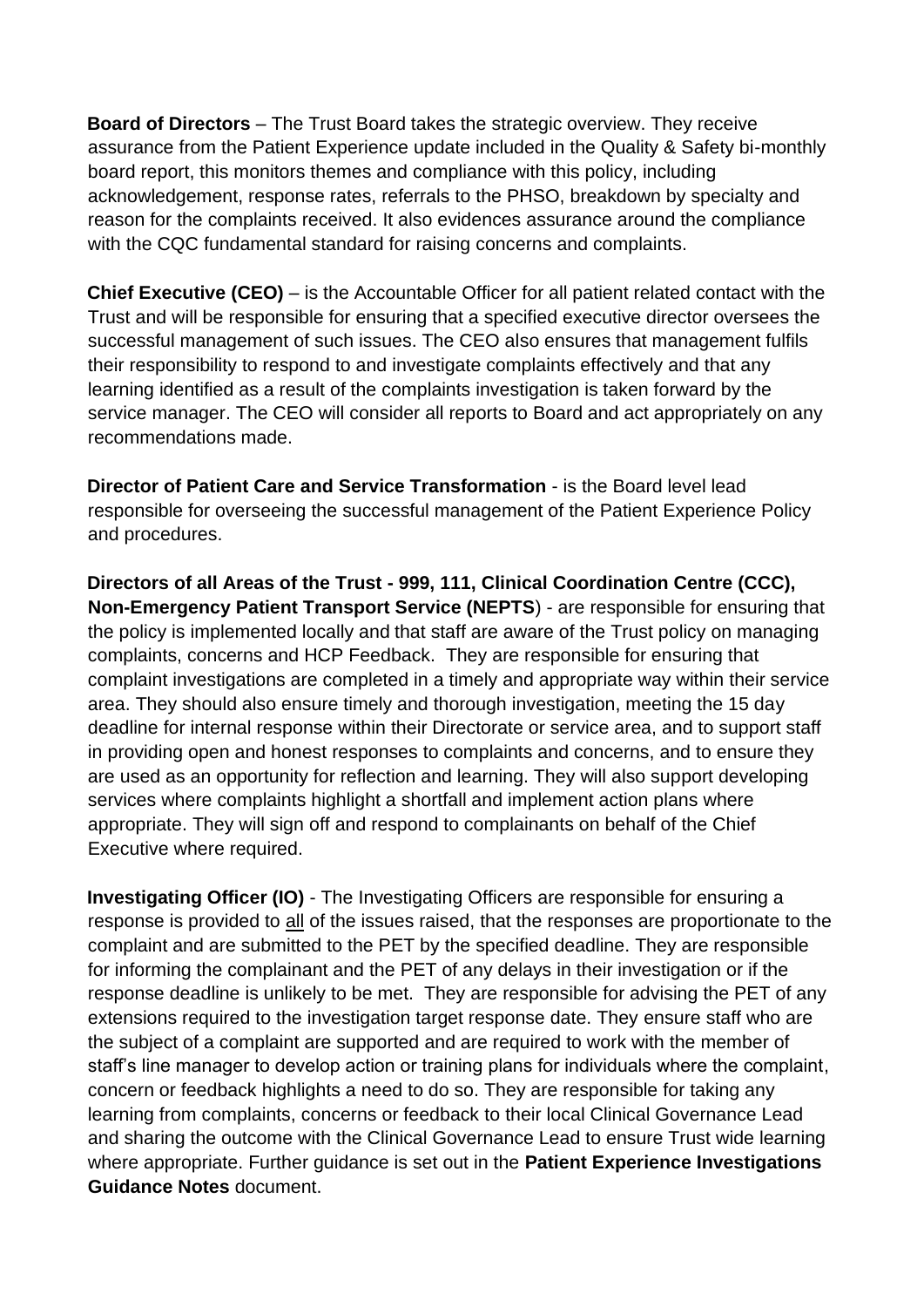**Board of Directors** – The Trust Board takes the strategic overview. They receive assurance from the Patient Experience update included in the Quality & Safety bi-monthly board report, this monitors themes and compliance with this policy, including acknowledgement, response rates, referrals to the PHSO, breakdown by specialty and reason for the complaints received. It also evidences assurance around the compliance with the CQC fundamental standard for raising concerns and complaints.

**Chief Executive (CEO)** – is the Accountable Officer for all patient related contact with the Trust and will be responsible for ensuring that a specified executive director oversees the successful management of such issues. The CEO also ensures that management fulfils their responsibility to respond to and investigate complaints effectively and that any learning identified as a result of the complaints investigation is taken forward by the service manager. The CEO will consider all reports to Board and act appropriately on any recommendations made.

**Director of Patient Care and Service Transformation** - is the Board level lead responsible for overseeing the successful management of the Patient Experience Policy and procedures.

**Directors of all Areas of the Trust - 999, 111, Clinical Coordination Centre (CCC), Non-Emergency Patient Transport Service (NEPTS**) - are responsible for ensuring that the policy is implemented locally and that staff are aware of the Trust policy on managing complaints, concerns and HCP Feedback. They are responsible for ensuring that complaint investigations are completed in a timely and appropriate way within their service area. They should also ensure timely and thorough investigation, meeting the 15 day deadline for internal response within their Directorate or service area, and to support staff in providing open and honest responses to complaints and concerns, and to ensure they are used as an opportunity for reflection and learning. They will also support developing services where complaints highlight a shortfall and implement action plans where appropriate. They will sign off and respond to complainants on behalf of the Chief Executive where required.

**Investigating Officer (IO)** - The Investigating Officers are responsible for ensuring a response is provided to all of the issues raised, that the responses are proportionate to the complaint and are submitted to the PET by the specified deadline. They are responsible for informing the complainant and the PET of any delays in their investigation or if the response deadline is unlikely to be met. They are responsible for advising the PET of any extensions required to the investigation target response date. They ensure staff who are the subject of a complaint are supported and are required to work with the member of staff's line manager to develop action or training plans for individuals where the complaint, concern or feedback highlights a need to do so. They are responsible for taking any learning from complaints, concerns or feedback to their local Clinical Governance Lead and sharing the outcome with the Clinical Governance Lead to ensure Trust wide learning where appropriate. Further guidance is set out in the **Patient Experience Investigations Guidance Notes** document.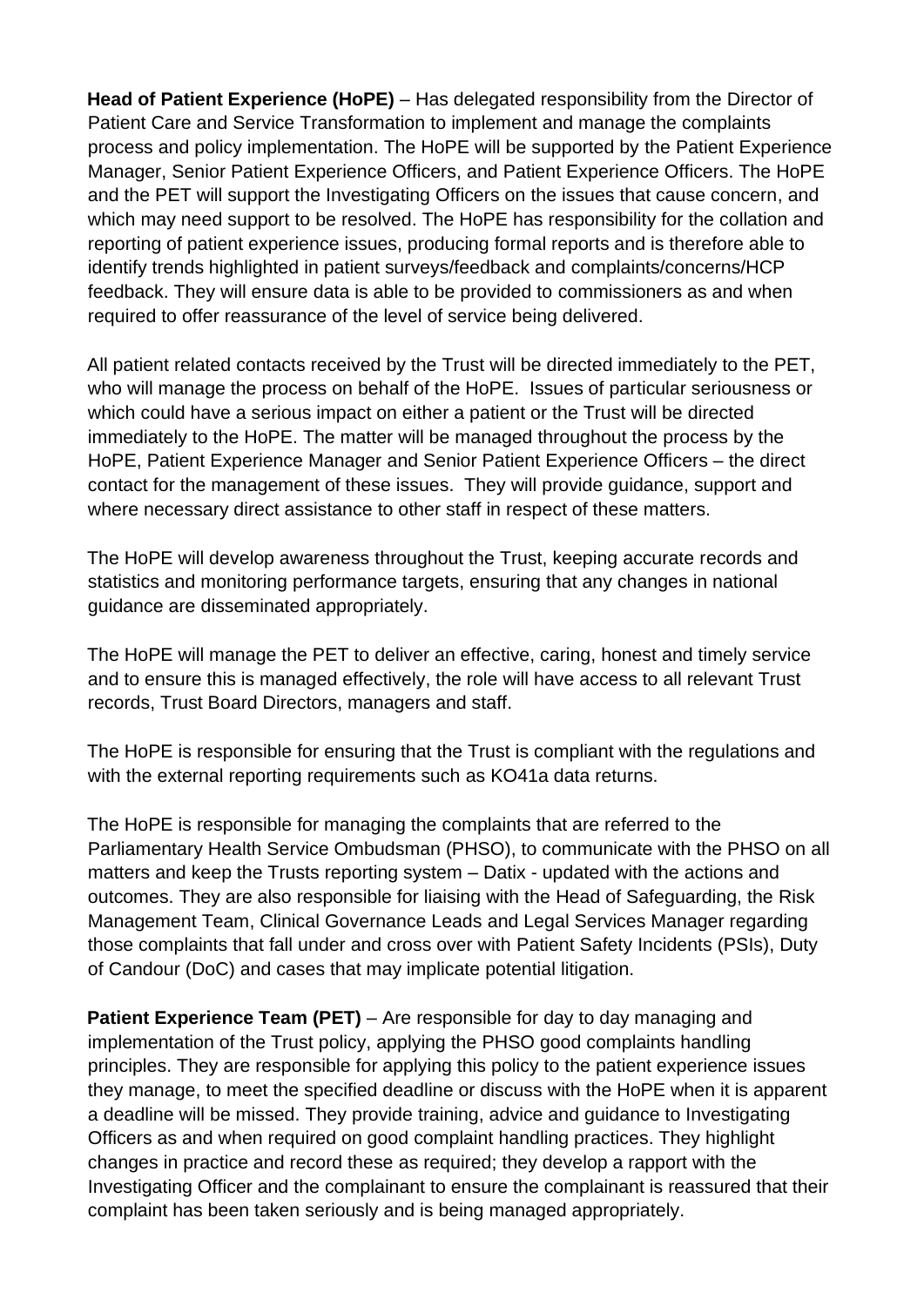**Head of Patient Experience (HoPE)** – Has delegated responsibility from the Director of Patient Care and Service Transformation to implement and manage the complaints process and policy implementation. The HoPE will be supported by the Patient Experience Manager, Senior Patient Experience Officers, and Patient Experience Officers. The HoPE and the PET will support the Investigating Officers on the issues that cause concern, and which may need support to be resolved. The HoPE has responsibility for the collation and reporting of patient experience issues, producing formal reports and is therefore able to identify trends highlighted in patient surveys/feedback and complaints/concerns/HCP feedback. They will ensure data is able to be provided to commissioners as and when required to offer reassurance of the level of service being delivered.

All patient related contacts received by the Trust will be directed immediately to the PET, who will manage the process on behalf of the HoPE. Issues of particular seriousness or which could have a serious impact on either a patient or the Trust will be directed immediately to the HoPE. The matter will be managed throughout the process by the HoPE, Patient Experience Manager and Senior Patient Experience Officers – the direct contact for the management of these issues. They will provide guidance, support and where necessary direct assistance to other staff in respect of these matters.

The HoPE will develop awareness throughout the Trust, keeping accurate records and statistics and monitoring performance targets, ensuring that any changes in national guidance are disseminated appropriately.

The HoPE will manage the PET to deliver an effective, caring, honest and timely service and to ensure this is managed effectively, the role will have access to all relevant Trust records, Trust Board Directors, managers and staff.

The HoPE is responsible for ensuring that the Trust is compliant with the regulations and with the external reporting requirements such as KO41a data returns.

The HoPE is responsible for managing the complaints that are referred to the Parliamentary Health Service Ombudsman (PHSO), to communicate with the PHSO on all matters and keep the Trusts reporting system – Datix - updated with the actions and outcomes. They are also responsible for liaising with the Head of Safeguarding, the Risk Management Team, Clinical Governance Leads and Legal Services Manager regarding those complaints that fall under and cross over with Patient Safety Incidents (PSIs), Duty of Candour (DoC) and cases that may implicate potential litigation.

**Patient Experience Team (PET)** – Are responsible for day to day managing and implementation of the Trust policy, applying the PHSO good complaints handling principles. They are responsible for applying this policy to the patient experience issues they manage, to meet the specified deadline or discuss with the HoPE when it is apparent a deadline will be missed. They provide training, advice and guidance to Investigating Officers as and when required on good complaint handling practices. They highlight changes in practice and record these as required; they develop a rapport with the Investigating Officer and the complainant to ensure the complainant is reassured that their complaint has been taken seriously and is being managed appropriately.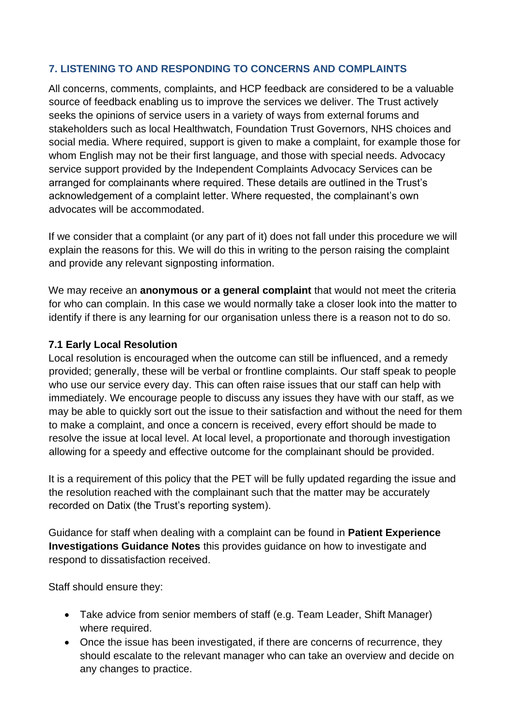## 7. LISTENING TO AND RESPONDING TO CONCERNS AND COMPLAINTS

All concerns, comments, complaints, and HCP feedback are considered to be a valuable source of feedback enabling us to improve the services we deliver. The Trust actively seeks the opinions of service users in a variety of ways from external forums and stakeholders such as local Healthwatch, Foundation Trust Governors, NHS choices and social media. Where required, support is given to make a complaint, for example those for whom English may not be their first language, and those with special needs. Advocacy service support provided by the Independent Complaints Advocacy Services can be arranged for complainants where required. These details are outlined in the Trust's acknowledgement of a complaint letter. Where requested, the complainant's own advocates will be accommodated.

If we consider that a complaint (or any part of it) does not fall under this procedure we will explain the reasons for this. We will do this in writing to the person raising the complaint and provide any relevant signposting information.

We may receive an **anonymous or a general complaint** that would not meet the criteria for who can complain. In this case we would normally take a closer look into the matter to identify if there is any learning for our organisation unless there is a reason not to do so.

### 7.1 Early Local Resolution

Local resolution is encouraged when the outcome can still be influenced, and a remedy provided; generally, these will be verbal or frontline complaints. Our staff speak to people who use our service every day. This can often raise issues that our staff can help with immediately. We encourage people to discuss any issues they have with our staff, as we may be able to quickly sort out the issue to their satisfaction and without the need for them to make a complaint, and once a concern is received, every effort should be made to resolve the issue at local level. At local level, a proportionate and thorough investigation allowing for a speedy and effective outcome for the complainant should be provided.

It is a requirement of this policy that the PET will be fully updated regarding the issue and the resolution reached with the complainant such that the matter may be accurately recorded on Datix (the Trust's reporting system).

Guidance for staff when dealing with a complaint can be found in **Patient Experience Investigations Guidance Notes** this provides guidance on how to investigate and respond to dissatisfaction received.

Staff should ensure they:

- Take advice from senior members of staff (e.g. Team Leader, Shift Manager) where required.
- Once the issue has been investigated, if there are concerns of recurrence, they should escalate to the relevant manager who can take an overview and decide on any changes to practice.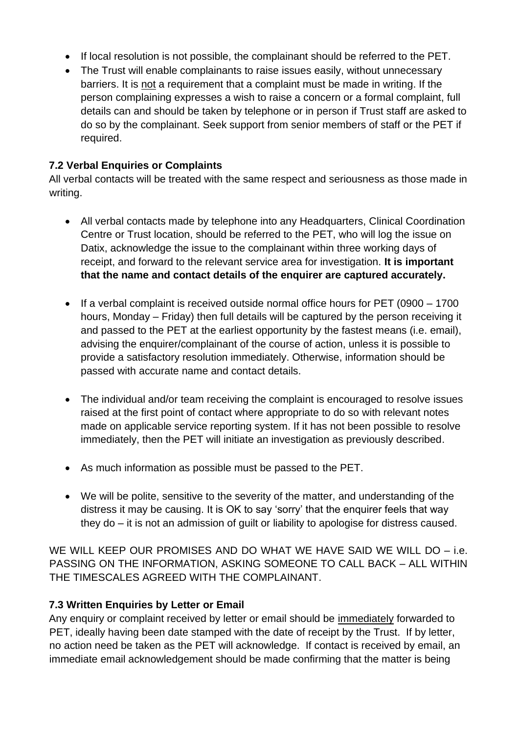- If local resolution is not possible, the complainant should be referred to the PET.
- The Trust will enable complainants to raise issues easily, without unnecessary barriers. It is not a requirement that a complaint must be made in writing. If the person complaining expresses a wish to raise a concern or a formal complaint, full details can and should be taken by telephone or in person if Trust staff are asked to do so by the complainant. Seek support from senior members of staff or the PET if required.

### 7.2 Verbal Enquiries or Complaints

All verbal contacts will be treated with the same respect and seriousness as those made in writing.

- All verbal contacts made by telephone into any Headquarters, Clinical Coordination Centre or Trust location, should be referred to the PET, who will log the issue on Datix, acknowledge the issue to the complainant within three working days of receipt, and forward to the relevant service area for investigation. **It is important that the name and contact details of the enquirer are captured accurately.**

- If a verbal complaint is received outside normal office hours for PET (0900 – 1700 hours, Monday – Friday) then full details will be captured by the person receiving it and passed to the PET at the earliest opportunity by the fastest means (i.e. email), advising the enquirer/complainant of the course of action, unless it is possible to provide a satisfactory resolution immediately. Otherwise, information should be passed with accurate name and contact details.

- The individual and/or team receiving the complaint is encouraged to resolve issues raised at the first point of contact where appropriate to do so with relevant notes made on applicable service reporting system. If it has not been possible to resolve immediately, then the PET will initiate an investigation as previously described.

- As much information as possible must be passed to the PET.

- We will be polite, sensitive to the severity of the matter, and understanding of the distress it may be causing. It is OK to say 'sorry' that the enquirer feels that way they do – it is not an admission of guilt or liability to apologise for distress caused.

WE WILL KEEP OUR PROMISES AND DO WHAT WE HAVE SAID WE WILL DO – i.e. PASSING ON THE INFORMATION, ASKING SOMEONE TO CALL BACK – ALL WITHIN THE TIMESCALES AGREED WITH THE COMPLAINANT.

### 7.3 Written Enquiries by Letter or Email

Any enquiry or complaint received by letter or email should be immediately forwarded to PET, ideally having been date stamped with the date of receipt by the Trust. If by letter, no action need be taken as the PET will acknowledge. If contact is received by email, an immediate email acknowledgement should be made confirming that the matter is being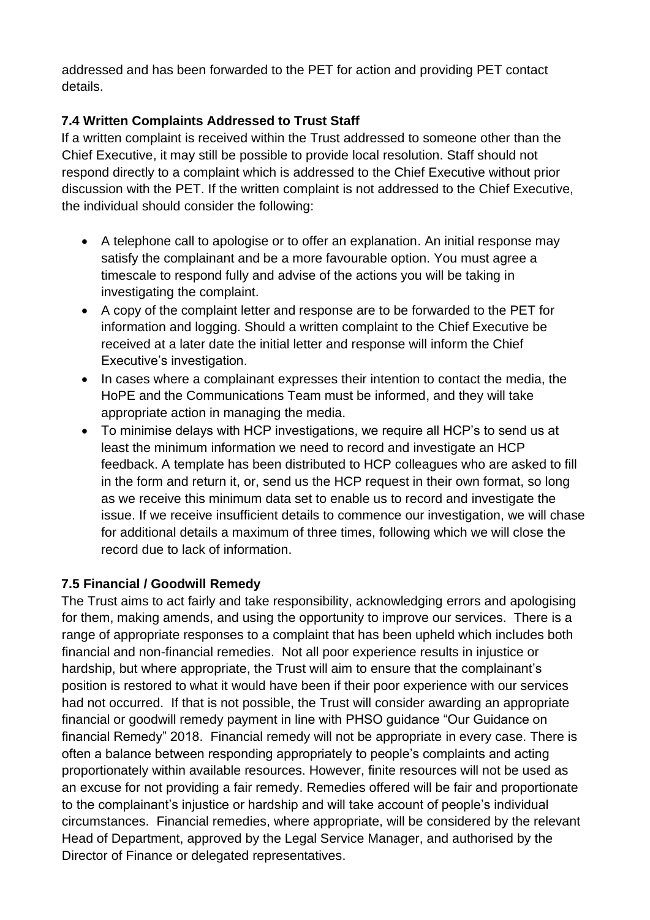addressed and has been forwarded to the PET for action and providing PET contact details.

### 7.4 Written Complaints Addressed to Trust Staff

If a written complaint is received within the Trust addressed to someone other than the Chief Executive, it may still be possible to provide local resolution. Staff should not respond directly to a complaint which is addressed to the Chief Executive without prior discussion with the PET. If the written complaint is not addressed to the Chief Executive, the individual should consider the following:

- A telephone call to apologise or to offer an explanation. An initial response may satisfy the complainant and be a more favourable option. You must agree a timescale to respond fully and advise of the actions you will be taking in investigating the complaint.
- A copy of the complaint letter and response are to be forwarded to the PET for information and logging. Should a written complaint to the Chief Executive be received at a later date the initial letter and response will inform the Chief Executive's investigation.
- In cases where a complainant expresses their intention to contact the media, the HoPE and the Communications Team must be informed, and they will take appropriate action in managing the media.
- To minimise delays with HCP investigations, we require all HCP's to send us at least the minimum information we need to record and investigate an HCP feedback. A template has been distributed to HCP colleagues who are asked to fill in the form and return it, or, send us the HCP request in their own format, so long as we receive this minimum data set to enable us to record and investigate the issue. If we receive insufficient details to commence our investigation, we will chase for additional details a maximum of three times, following which we will close the record due to lack of information.

### 7.5 Financial / Goodwill Remedy

The Trust aims to act fairly and take responsibility, acknowledging errors and apologising for them, making amends, and using the opportunity to improve our services. There is a range of appropriate responses to a complaint that has been upheld which includes both financial and non-financial remedies. Not all poor experience results in injustice or hardship, but where appropriate, the Trust will aim to ensure that the complainant's position is restored to what it would have been if their poor experience with our services had not occurred. If that is not possible, the Trust will consider awarding an appropriate financial or goodwill remedy payment in line with PHSO guidance "Our Guidance on financial Remedy" 2018. Financial remedy will not be appropriate in every case. There is often a balance between responding appropriately to people's complaints and acting proportionately within available resources. However, finite resources will not be used as an excuse for not providing a fair remedy. Remedies offered will be fair and proportionate to the complainant's injustice or hardship and will take account of people's individual circumstances. Financial remedies, where appropriate, will be considered by the relevant Head of Department, approved by the Legal Service Manager, and authorised by the Director of Finance or delegated representatives.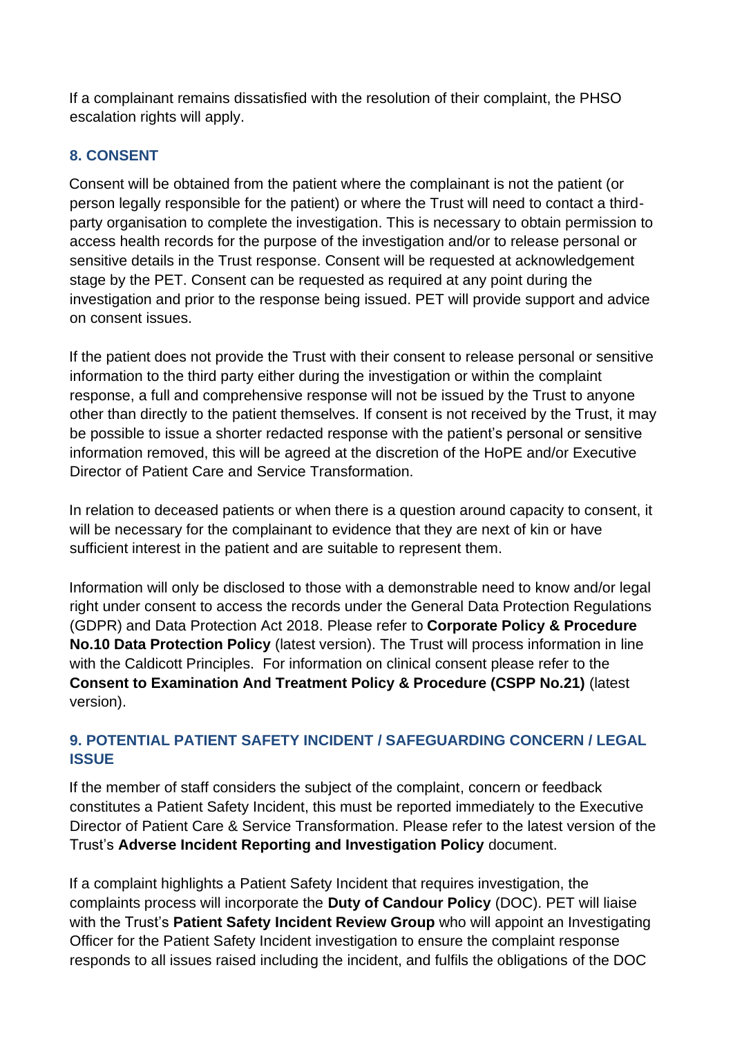If a complainant remains dissatisfied with the resolution of their complaint, the PHSO escalation rights will apply.

## 8. CONSENT

Consent will be obtained from the patient where the complainant is not the patient (or person legally responsible for the patient) or where the Trust will need to contact a third-party organisation to complete the investigation. This is necessary to obtain permission to access health records for the purpose of the investigation and/or to release personal or sensitive details in the Trust response. Consent will be requested at acknowledgement stage by the PET. Consent can be requested as required at any point during the investigation and prior to the response being issued. PET will provide support and advice on consent issues.

If the patient does not provide the Trust with their consent to release personal or sensitive information to the third party either during the investigation or within the complaint response, a full and comprehensive response will not be issued by the Trust to anyone other than directly to the patient themselves. If consent is not received by the Trust, it may be possible to issue a shorter redacted response with the patient's personal or sensitive information removed, this will be agreed at the discretion of the HoPE and/or Executive Director of Patient Care and Service Transformation.

In relation to deceased patients or when there is a question around capacity to consent, it will be necessary for the complainant to evidence that they are next of kin or have sufficient interest in the patient and are suitable to represent them.

Information will only be disclosed to those with a demonstrable need to know and/or legal right under consent to access the records under the General Data Protection Regulations (GDPR) and Data Protection Act 2018. Please refer to **Corporate Policy & Procedure No.10 Data Protection Policy** (latest version). The Trust will process information in line with the Caldicott Principles. For information on clinical consent please refer to the **Consent to Examination And Treatment Policy & Procedure (CSPP No.21)** (latest version).

## 9. POTENTIAL PATIENT SAFETY INCIDENT / SAFEGUARDING CONCERN / LEGAL ISSUE

If the member of staff considers the subject of the complaint, concern or feedback constitutes a Patient Safety Incident, this must be reported immediately to the Executive Director of Patient Care & Service Transformation. Please refer to the latest version of the Trust's **Adverse Incident Reporting and Investigation Policy** document.

If a complaint highlights a Patient Safety Incident that requires investigation, the complaints process will incorporate the **Duty of Candour Policy** (DOC). PET will liaise with the Trust's **Patient Safety Incident Review Group** who will appoint an Investigating Officer for the Patient Safety Incident investigation to ensure the complaint response responds to all issues raised including the incident, and fulfils the obligations of the DOC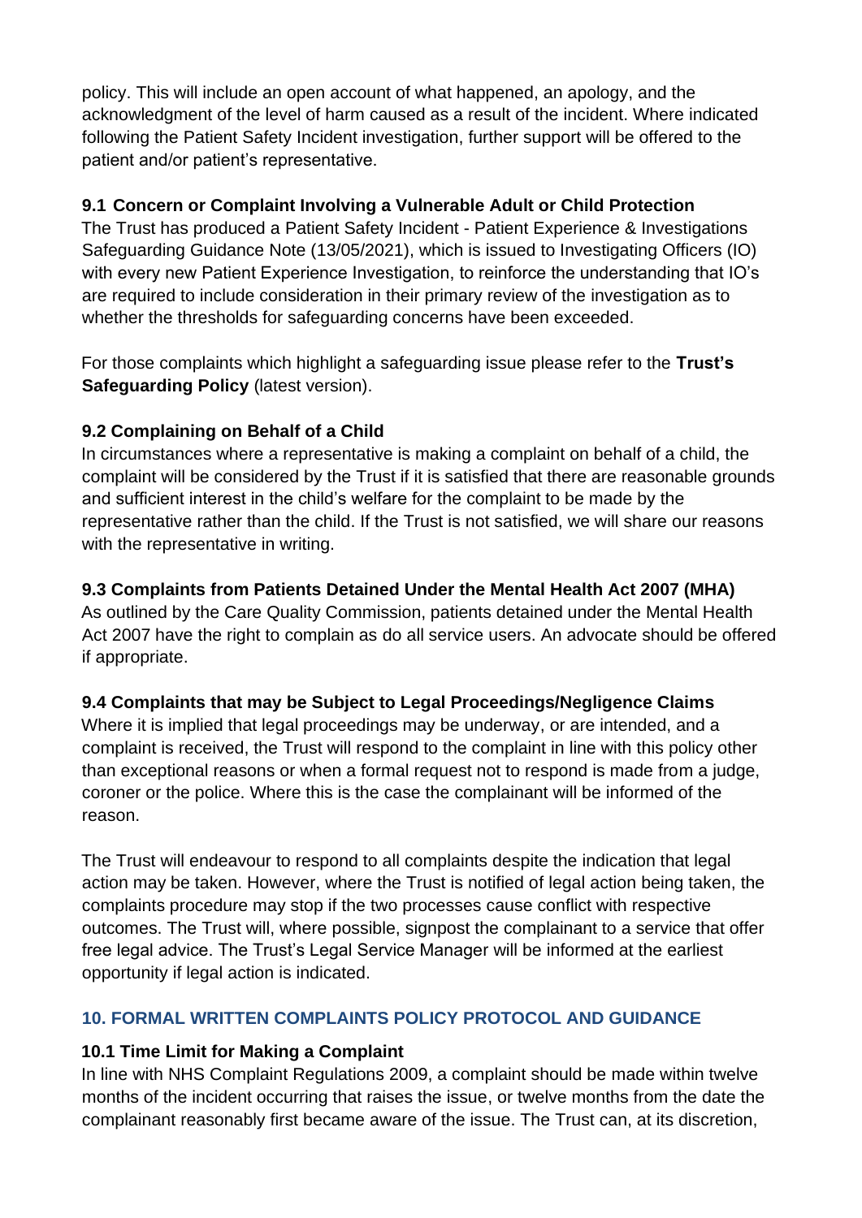policy. This will include an open account of what happened, an apology, and the acknowledgment of the level of harm caused as a result of the incident. Where indicated following the Patient Safety Incident investigation, further support will be offered to the patient and/or patient's representative.

### 9.1 Concern or Complaint Involving a Vulnerable Adult or Child Protection

The Trust has produced a Patient Safety Incident - Patient Experience & Investigations Safeguarding Guidance Note (13/05/2021), which is issued to Investigating Officers (IO) with every new Patient Experience Investigation, to reinforce the understanding that IO's are required to include consideration in their primary review of the investigation as to whether the thresholds for safeguarding concerns have been exceeded.

For those complaints which highlight a safeguarding issue please refer to the **Trust's Safeguarding Policy** (latest version).

### 9.2 Complaining on Behalf of a Child

In circumstances where a representative is making a complaint on behalf of a child, the complaint will be considered by the Trust if it is satisfied that there are reasonable grounds and sufficient interest in the child's welfare for the complaint to be made by the representative rather than the child. If the Trust is not satisfied, we will share our reasons with the representative in writing.

### 9.3 Complaints from Patients Detained Under the Mental Health Act 2007 (MHA)

As outlined by the Care Quality Commission, patients detained under the Mental Health Act 2007 have the right to complain as do all service users. An advocate should be offered if appropriate.

### 9.4 Complaints that may be Subject to Legal Proceedings/Negligence Claims

Where it is implied that legal proceedings may be underway, or are intended, and a complaint is received, the Trust will respond to the complaint in line with this policy other than exceptional reasons or when a formal request not to respond is made from a judge, coroner or the police. Where this is the case the complainant will be informed of the reason.

The Trust will endeavour to respond to all complaints despite the indication that legal action may be taken. However, where the Trust is notified of legal action being taken, the complaints procedure may stop if the two processes cause conflict with respective outcomes. The Trust will, where possible, signpost the complainant to a service that offer free legal advice. The Trust's Legal Service Manager will be informed at the earliest opportunity if legal action is indicated.

## 10. FORMAL WRITTEN COMPLAINTS POLICY PROTOCOL AND GUIDANCE

### 10.1 Time Limit for Making a Complaint

In line with NHS Complaint Regulations 2009, a complaint should be made within twelve months of the incident occurring that raises the issue, or twelve months from the date the complainant reasonably first became aware of the issue. The Trust can, at its discretion,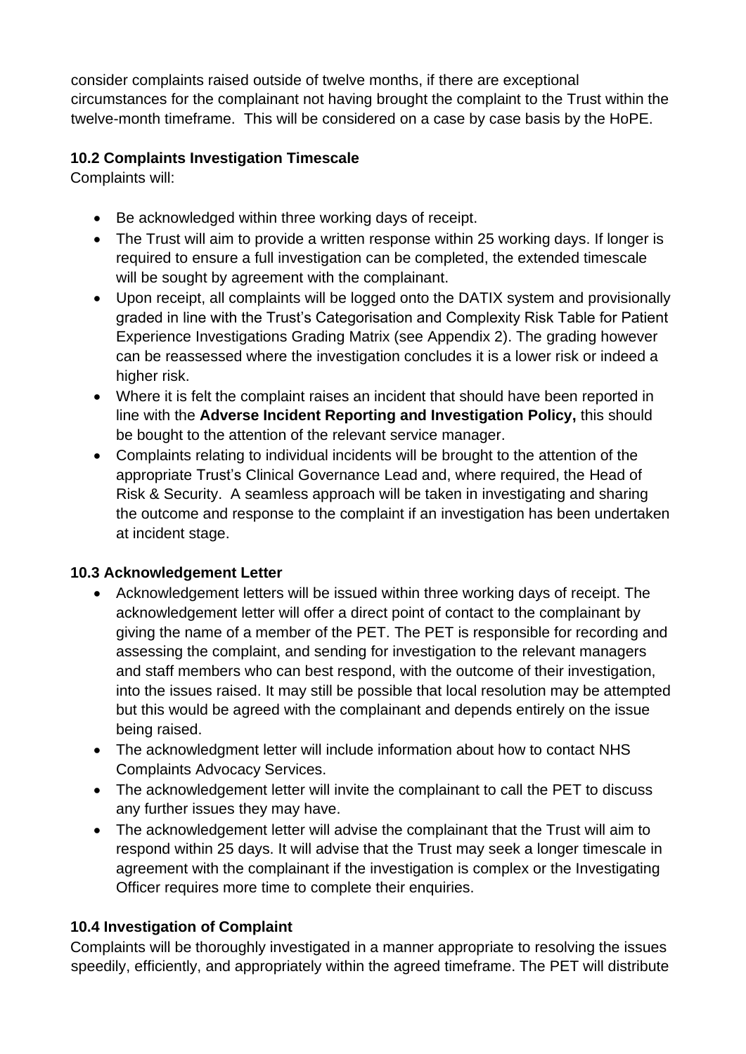consider complaints raised outside of twelve months, if there are exceptional circumstances for the complainant not having brought the complaint to the Trust within the twelve-month timeframe. This will be considered on a case by case basis by the HoPE.

### 10.2 Complaints Investigation Timescale

Complaints will:

- Be acknowledged within three working days of receipt.
- The Trust will aim to provide a written response within 25 working days. If longer is required to ensure a full investigation can be completed, the extended timescale will be sought by agreement with the complainant.
- Upon receipt, all complaints will be logged onto the DATIX system and provisionally graded in line with the Trust's Categorisation and Complexity Risk Table for Patient Experience Investigations Grading Matrix (see Appendix 2). The grading however can be reassessed where the investigation concludes it is a lower risk or indeed a higher risk.
- Where it is felt the complaint raises an incident that should have been reported in line with the **Adverse Incident Reporting and Investigation Policy,** this should be bought to the attention of the relevant service manager.
- Complaints relating to individual incidents will be brought to the attention of the appropriate Trust's Clinical Governance Lead and, where required, the Head of Risk & Security. A seamless approach will be taken in investigating and sharing the outcome and response to the complaint if an investigation has been undertaken at incident stage.

### 10.3 Acknowledgement Letter

- Acknowledgement letters will be issued within three working days of receipt. The acknowledgement letter will offer a direct point of contact to the complainant by giving the name of a member of the PET. The PET is responsible for recording and assessing the complaint, and sending for investigation to the relevant managers and staff members who can best respond, with the outcome of their investigation, into the issues raised. It may still be possible that local resolution may be attempted but this would be agreed with the complainant and depends entirely on the issue being raised.
- The acknowledgment letter will include information about how to contact NHS Complaints Advocacy Services.
- The acknowledgement letter will invite the complainant to call the PET to discuss any further issues they may have.
- The acknowledgement letter will advise the complainant that the Trust will aim to respond within 25 days. It will advise that the Trust may seek a longer timescale in agreement with the complainant if the investigation is complex or the Investigating Officer requires more time to complete their enquiries.

### 10.4 Investigation of Complaint

Complaints will be thoroughly investigated in a manner appropriate to resolving the issues speedily, efficiently, and appropriately within the agreed timeframe. The PET will distribute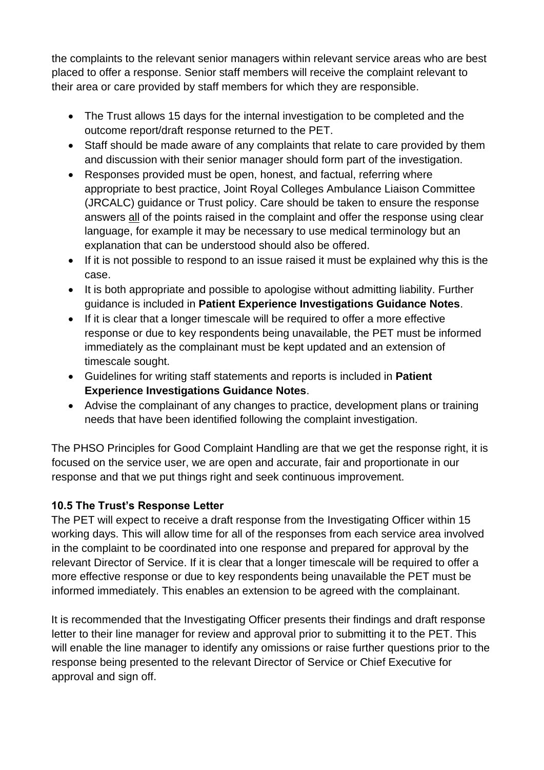the complaints to the relevant senior managers within relevant service areas who are best placed to offer a response. Senior staff members will receive the complaint relevant to their area or care provided by staff members for which they are responsible.

- The Trust allows 15 days for the internal investigation to be completed and the outcome report/draft response returned to the PET.
- Staff should be made aware of any complaints that relate to care provided by them and discussion with their senior manager should form part of the investigation.
- Responses provided must be open, honest, and factual, referring where appropriate to best practice, Joint Royal Colleges Ambulance Liaison Committee (JRCALC) guidance or Trust policy. Care should be taken to ensure the response answers all of the points raised in the complaint and offer the response using clear language, for example it may be necessary to use medical terminology but an explanation that can be understood should also be offered.
- If it is not possible to respond to an issue raised it must be explained why this is the case.
- It is both appropriate and possible to apologise without admitting liability. Further guidance is included in **Patient Experience Investigations Guidance Notes**.
- If it is clear that a longer timescale will be required to offer a more effective response or due to key respondents being unavailable, the PET must be informed immediately as the complainant must be kept updated and an extension of timescale sought.
- Guidelines for writing staff statements and reports is included in **Patient Experience Investigations Guidance Notes**.
- Advise the complainant of any changes to practice, development plans or training needs that have been identified following the complaint investigation.

The PHSO Principles for Good Complaint Handling are that we get the response right, it is focused on the service user, we are open and accurate, fair and proportionate in our response and that we put things right and seek continuous improvement.

### 10.5 The Trust's Response Letter

The PET will expect to receive a draft response from the Investigating Officer within 15 working days. This will allow time for all of the responses from each service area involved in the complaint to be coordinated into one response and prepared for approval by the relevant Director of Service. If it is clear that a longer timescale will be required to offer a more effective response or due to key respondents being unavailable the PET must be informed immediately. This enables an extension to be agreed with the complainant.

It is recommended that the Investigating Officer presents their findings and draft response letter to their line manager for review and approval prior to submitting it to the PET. This will enable the line manager to identify any omissions or raise further questions prior to the response being presented to the relevant Director of Service or Chief Executive for approval and sign off.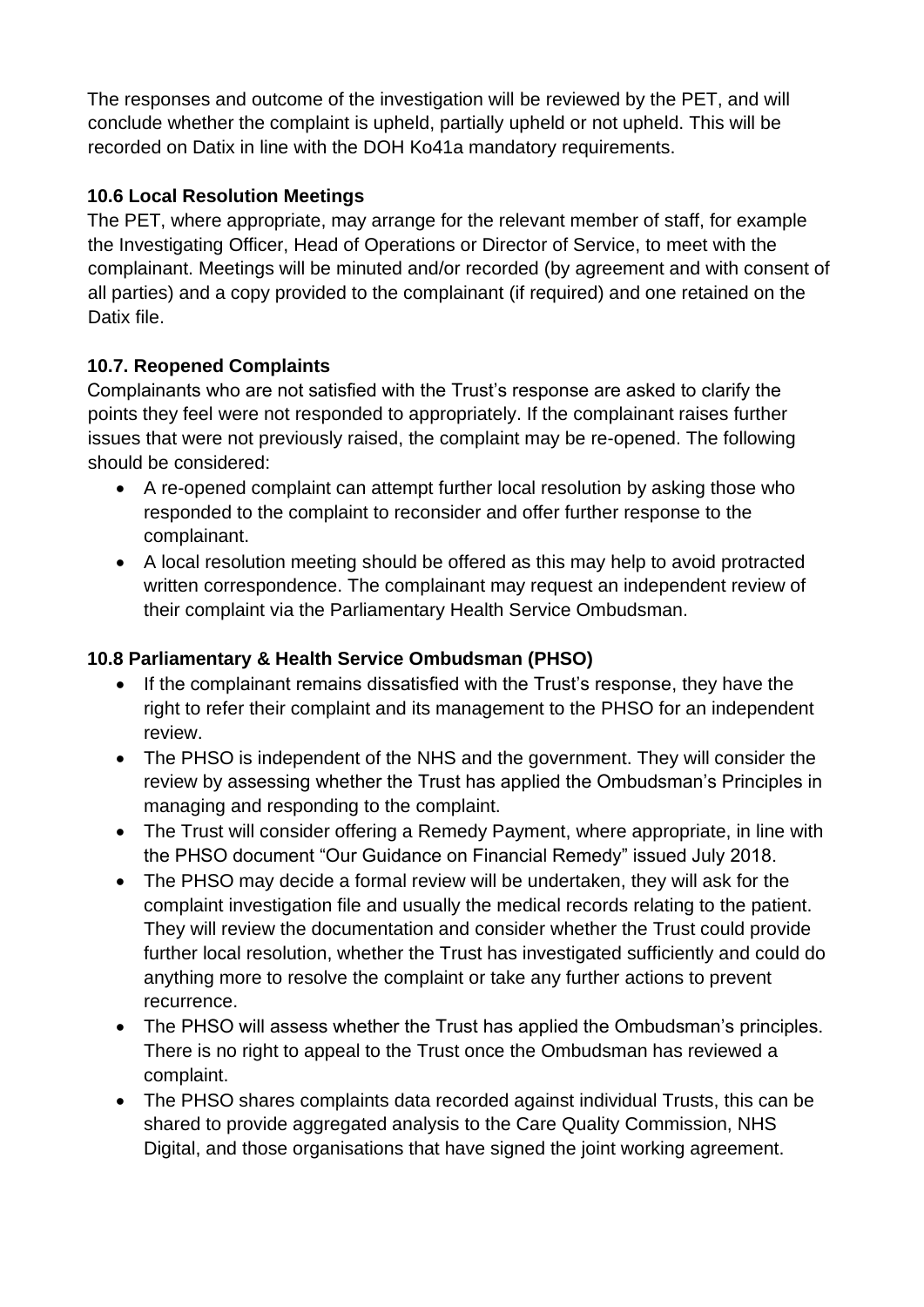The responses and outcome of the investigation will be reviewed by the PET, and will conclude whether the complaint is upheld, partially upheld or not upheld. This will be recorded on Datix in line with the DOH Ko41a mandatory requirements.

### 10.6 Local Resolution Meetings

The PET, where appropriate, may arrange for the relevant member of staff, for example the Investigating Officer, Head of Operations or Director of Service, to meet with the complainant. Meetings will be minuted and/or recorded (by agreement and with consent of all parties) and a copy provided to the complainant (if required) and one retained on the Datix file.

### 10.7. Reopened Complaints

Complainants who are not satisfied with the Trust's response are asked to clarify the points they feel were not responded to appropriately. If the complainant raises further issues that were not previously raised, the complaint may be re-opened. The following should be considered:

- A re-opened complaint can attempt further local resolution by asking those who responded to the complaint to reconsider and offer further response to the complainant.
- A local resolution meeting should be offered as this may help to avoid protracted written correspondence. The complainant may request an independent review of their complaint via the Parliamentary Health Service Ombudsman.

### 10.8 Parliamentary & Health Service Ombudsman (PHSO)

- If the complainant remains dissatisfied with the Trust's response, they have the right to refer their complaint and its management to the PHSO for an independent review.
- The PHSO is independent of the NHS and the government. They will consider the review by assessing whether the Trust has applied the Ombudsman's Principles in managing and responding to the complaint.
- The Trust will consider offering a Remedy Payment, where appropriate, in line with the PHSO document "Our Guidance on Financial Remedy" issued July 2018.
- The PHSO may decide a formal review will be undertaken, they will ask for the complaint investigation file and usually the medical records relating to the patient. They will review the documentation and consider whether the Trust could provide further local resolution, whether the Trust has investigated sufficiently and could do anything more to resolve the complaint or take any further actions to prevent recurrence.
- The PHSO will assess whether the Trust has applied the Ombudsman's principles. There is no right to appeal to the Trust once the Ombudsman has reviewed a complaint.
- The PHSO shares complaints data recorded against individual Trusts, this can be shared to provide aggregated analysis to the Care Quality Commission, NHS Digital, and those organisations that have signed the joint working agreement.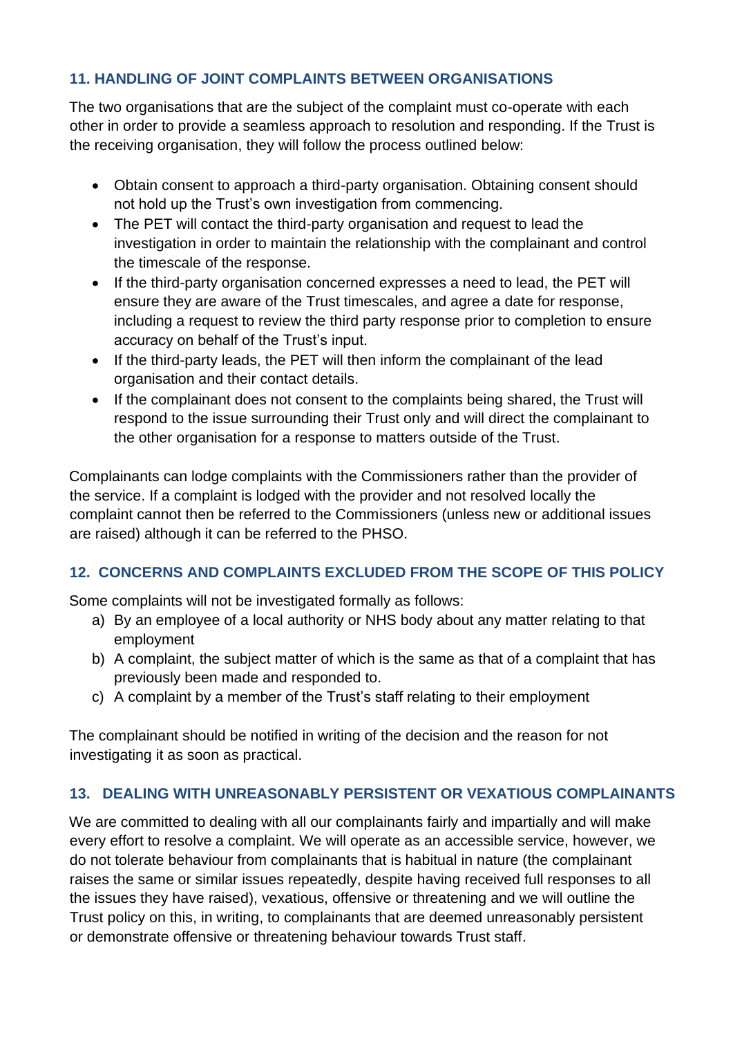## 11. HANDLING OF JOINT COMPLAINTS BETWEEN ORGANISATIONS

The two organisations that are the subject of the complaint must co-operate with each other in order to provide a seamless approach to resolution and responding. If the Trust is the receiving organisation, they will follow the process outlined below:

- Obtain consent to approach a third-party organisation. Obtaining consent should not hold up the Trust's own investigation from commencing.
- The PET will contact the third-party organisation and request to lead the investigation in order to maintain the relationship with the complainant and control the timescale of the response.
- If the third-party organisation concerned expresses a need to lead, the PET will ensure they are aware of the Trust timescales, and agree a date for response, including a request to review the third party response prior to completion to ensure accuracy on behalf of the Trust's input.
- If the third-party leads, the PET will then inform the complainant of the lead organisation and their contact details.
- If the complainant does not consent to the complaints being shared, the Trust will respond to the issue surrounding their Trust only and will direct the complainant to the other organisation for a response to matters outside of the Trust.

Complainants can lodge complaints with the Commissioners rather than the provider of the service. If a complaint is lodged with the provider and not resolved locally the complaint cannot then be referred to the Commissioners (unless new or additional issues are raised) although it can be referred to the PHSO.

## 12. CONCERNS AND COMPLAINTS EXCLUDED FROM THE SCOPE OF THIS POLICY

Some complaints will not be investigated formally as follows:

a) By an employee of a local authority or NHS body about any matter relating to that employment
b) A complaint, the subject matter of which is the same as that of a complaint that has previously been made and responded to.
c) A complaint by a member of the Trust's staff relating to their employment

The complainant should be notified in writing of the decision and the reason for not investigating it as soon as practical.

## 13. DEALING WITH UNREASONABLY PERSISTENT OR VEXATIOUS COMPLAINANTS

We are committed to dealing with all our complainants fairly and impartially and will make every effort to resolve a complaint. We will operate as an accessible service, however, we do not tolerate behaviour from complainants that is habitual in nature (the complainant raises the same or similar issues repeatedly, despite having received full responses to all the issues they have raised), vexatious, offensive or threatening and we will outline the Trust policy on this, in writing, to complainants that are deemed unreasonably persistent or demonstrate offensive or threatening behaviour towards Trust staff.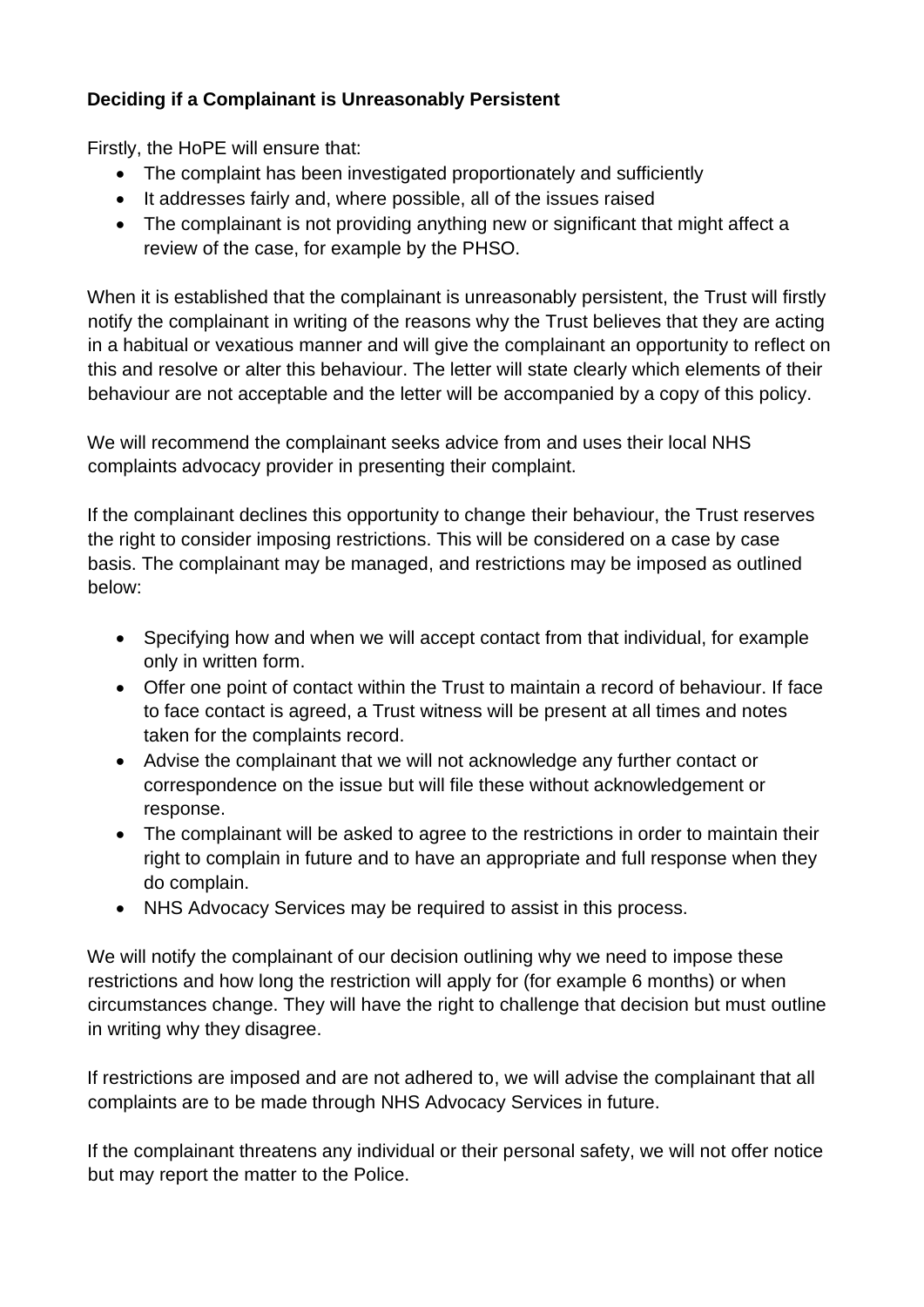**Deciding if a Complainant is Unreasonably Persistent**

Firstly, the HoPE will ensure that:

- The complaint has been investigated proportionately and sufficiently
- It addresses fairly and, where possible, all of the issues raised
- The complainant is not providing anything new or significant that might affect a review of the case, for example by the PHSO.

When it is established that the complainant is unreasonably persistent, the Trust will firstly notify the complainant in writing of the reasons why the Trust believes that they are acting in a habitual or vexatious manner and will give the complainant an opportunity to reflect on this and resolve or alter this behaviour. The letter will state clearly which elements of their behaviour are not acceptable and the letter will be accompanied by a copy of this policy.

We will recommend the complainant seeks advice from and uses their local NHS complaints advocacy provider in presenting their complaint.

If the complainant declines this opportunity to change their behaviour, the Trust reserves the right to consider imposing restrictions. This will be considered on a case by case basis. The complainant may be managed, and restrictions may be imposed as outlined below:

- Specifying how and when we will accept contact from that individual, for example only in written form.
- Offer one point of contact within the Trust to maintain a record of behaviour. If face to face contact is agreed, a Trust witness will be present at all times and notes taken for the complaints record.
- Advise the complainant that we will not acknowledge any further contact or correspondence on the issue but will file these without acknowledgement or response.
- The complainant will be asked to agree to the restrictions in order to maintain their right to complain in future and to have an appropriate and full response when they do complain.
- NHS Advocacy Services may be required to assist in this process.

We will notify the complainant of our decision outlining why we need to impose these restrictions and how long the restriction will apply for (for example 6 months) or when circumstances change. They will have the right to challenge that decision but must outline in writing why they disagree.

If restrictions are imposed and are not adhered to, we will advise the complainant that all complaints are to be made through NHS Advocacy Services in future.

If the complainant threatens any individual or their personal safety, we will not offer notice but may report the matter to the Police.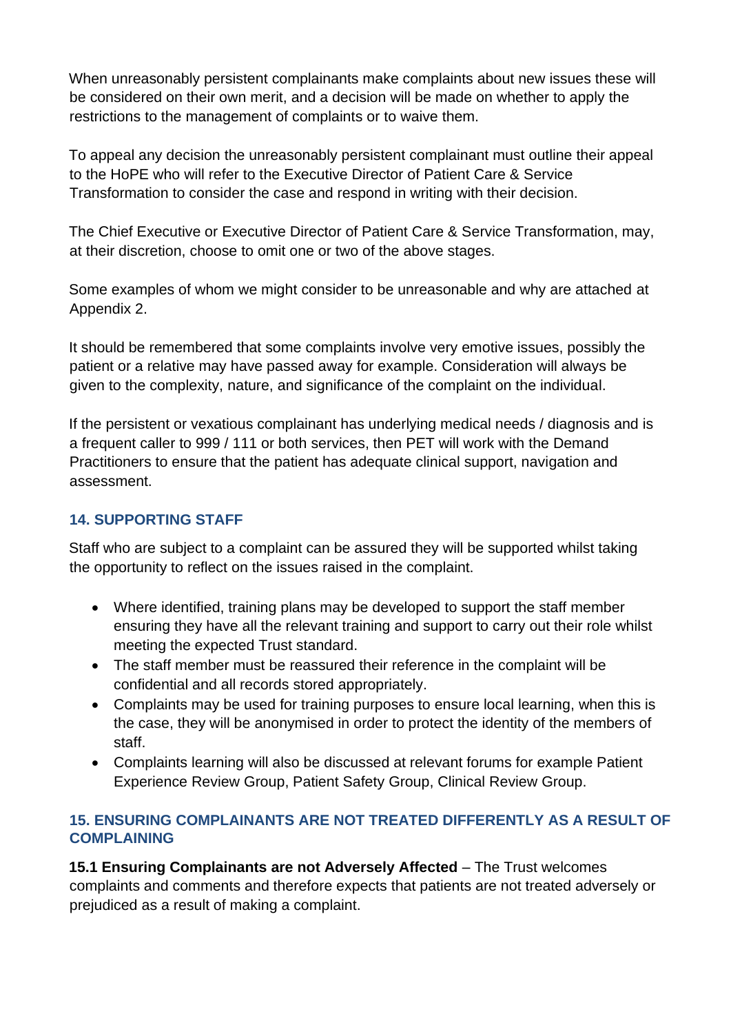When unreasonably persistent complainants make complaints about new issues these will be considered on their own merit, and a decision will be made on whether to apply the restrictions to the management of complaints or to waive them.

To appeal any decision the unreasonably persistent complainant must outline their appeal to the HoPE who will refer to the Executive Director of Patient Care & Service Transformation to consider the case and respond in writing with their decision.

The Chief Executive or Executive Director of Patient Care & Service Transformation, may, at their discretion, choose to omit one or two of the above stages.

Some examples of whom we might consider to be unreasonable and why are attached at Appendix 2.

It should be remembered that some complaints involve very emotive issues, possibly the patient or a relative may have passed away for example. Consideration will always be given to the complexity, nature, and significance of the complaint on the individual.

If the persistent or vexatious complainant has underlying medical needs / diagnosis and is a frequent caller to 999 / 111 or both services, then PET will work with the Demand Practitioners to ensure that the patient has adequate clinical support, navigation and assessment.

## 14. SUPPORTING STAFF

Staff who are subject to a complaint can be assured they will be supported whilst taking the opportunity to reflect on the issues raised in the complaint.

- Where identified, training plans may be developed to support the staff member ensuring they have all the relevant training and support to carry out their role whilst meeting the expected Trust standard.
- The staff member must be reassured their reference in the complaint will be confidential and all records stored appropriately.
- Complaints may be used for training purposes to ensure local learning, when this is the case, they will be anonymised in order to protect the identity of the members of staff.
- Complaints learning will also be discussed at relevant forums for example Patient Experience Review Group, Patient Safety Group, Clinical Review Group.

## 15. ENSURING COMPLAINANTS ARE NOT TREATED DIFFERENTLY AS A RESULT OF COMPLAINING

**15.1 Ensuring Complainants are not Adversely Affected** – The Trust welcomes complaints and comments and therefore expects that patients are not treated adversely or prejudiced as a result of making a complaint.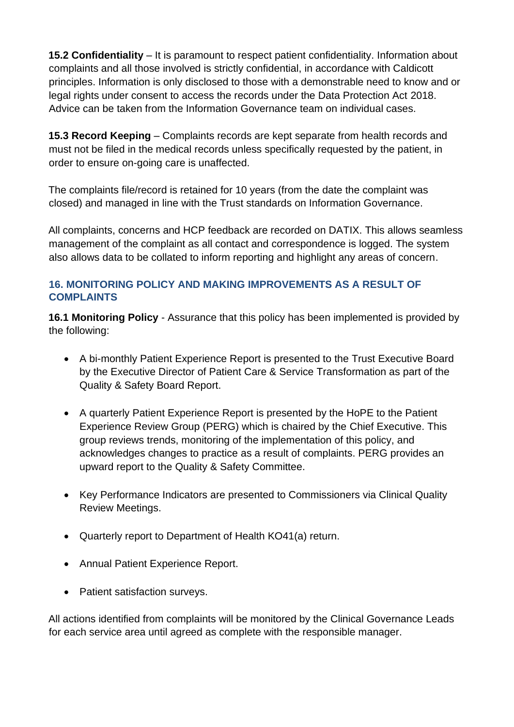**15.2 Confidentiality** – It is paramount to respect patient confidentiality. Information about complaints and all those involved is strictly confidential, in accordance with Caldicott principles. Information is only disclosed to those with a demonstrable need to know and or legal rights under consent to access the records under the Data Protection Act 2018. Advice can be taken from the Information Governance team on individual cases.

**15.3 Record Keeping** – Complaints records are kept separate from health records and must not be filed in the medical records unless specifically requested by the patient, in order to ensure on-going care is unaffected.

The complaints file/record is retained for 10 years (from the date the complaint was closed) and managed in line with the Trust standards on Information Governance.

All complaints, concerns and HCP feedback are recorded on DATIX. This allows seamless management of the complaint as all contact and correspondence is logged. The system also allows data to be collated to inform reporting and highlight any areas of concern.

## 16. MONITORING POLICY AND MAKING IMPROVEMENTS AS A RESULT OF COMPLAINTS

**16.1 Monitoring Policy** - Assurance that this policy has been implemented is provided by the following:

- A bi-monthly Patient Experience Report is presented to the Trust Executive Board by the Executive Director of Patient Care & Service Transformation as part of the Quality & Safety Board Report.
- A quarterly Patient Experience Report is presented by the HoPE to the Patient Experience Review Group (PERG) which is chaired by the Chief Executive. This group reviews trends, monitoring of the implementation of this policy, and acknowledges changes to practice as a result of complaints. PERG provides an upward report to the Quality & Safety Committee.
- Key Performance Indicators are presented to Commissioners via Clinical Quality Review Meetings.
- Quarterly report to Department of Health KO41(a) return.
- Annual Patient Experience Report.
- Patient satisfaction surveys.

All actions identified from complaints will be monitored by the Clinical Governance Leads for each service area until agreed as complete with the responsible manager.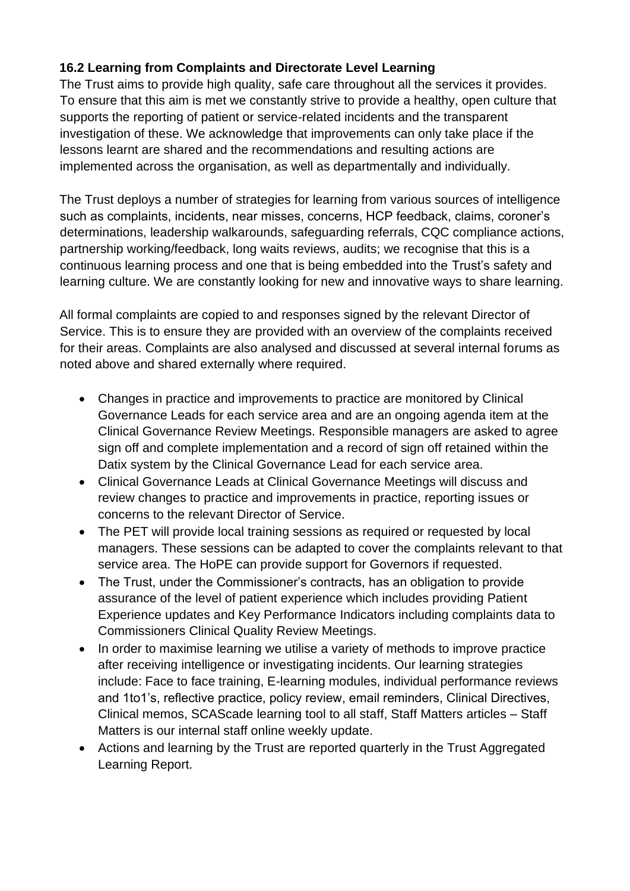### 16.2 Learning from Complaints and Directorate Level Learning

The Trust aims to provide high quality, safe care throughout all the services it provides. To ensure that this aim is met we constantly strive to provide a healthy, open culture that supports the reporting of patient or service-related incidents and the transparent investigation of these. We acknowledge that improvements can only take place if the lessons learnt are shared and the recommendations and resulting actions are implemented across the organisation, as well as departmentally and individually.

The Trust deploys a number of strategies for learning from various sources of intelligence such as complaints, incidents, near misses, concerns, HCP feedback, claims, coroner's determinations, leadership walkarounds, safeguarding referrals, CQC compliance actions, partnership working/feedback, long waits reviews, audits; we recognise that this is a continuous learning process and one that is being embedded into the Trust's safety and learning culture. We are constantly looking for new and innovative ways to share learning.

All formal complaints are copied to and responses signed by the relevant Director of Service. This is to ensure they are provided with an overview of the complaints received for their areas. Complaints are also analysed and discussed at several internal forums as noted above and shared externally where required.

- Changes in practice and improvements to practice are monitored by Clinical Governance Leads for each service area and are an ongoing agenda item at the Clinical Governance Review Meetings. Responsible managers are asked to agree sign off and complete implementation and a record of sign off retained within the Datix system by the Clinical Governance Lead for each service area.
- Clinical Governance Leads at Clinical Governance Meetings will discuss and review changes to practice and improvements in practice, reporting issues or concerns to the relevant Director of Service.
- The PET will provide local training sessions as required or requested by local managers. These sessions can be adapted to cover the complaints relevant to that service area. The HoPE can provide support for Governors if requested.
- The Trust, under the Commissioner's contracts, has an obligation to provide assurance of the level of patient experience which includes providing Patient Experience updates and Key Performance Indicators including complaints data to Commissioners Clinical Quality Review Meetings.
- In order to maximise learning we utilise a variety of methods to improve practice after receiving intelligence or investigating incidents. Our learning strategies include: Face to face training, E-learning modules, individual performance reviews and 1to1's, reflective practice, policy review, email reminders, Clinical Directives, Clinical memos, SCAScade learning tool to all staff, Staff Matters articles – Staff Matters is our internal staff online weekly update.
- Actions and learning by the Trust are reported quarterly in the Trust Aggregated Learning Report.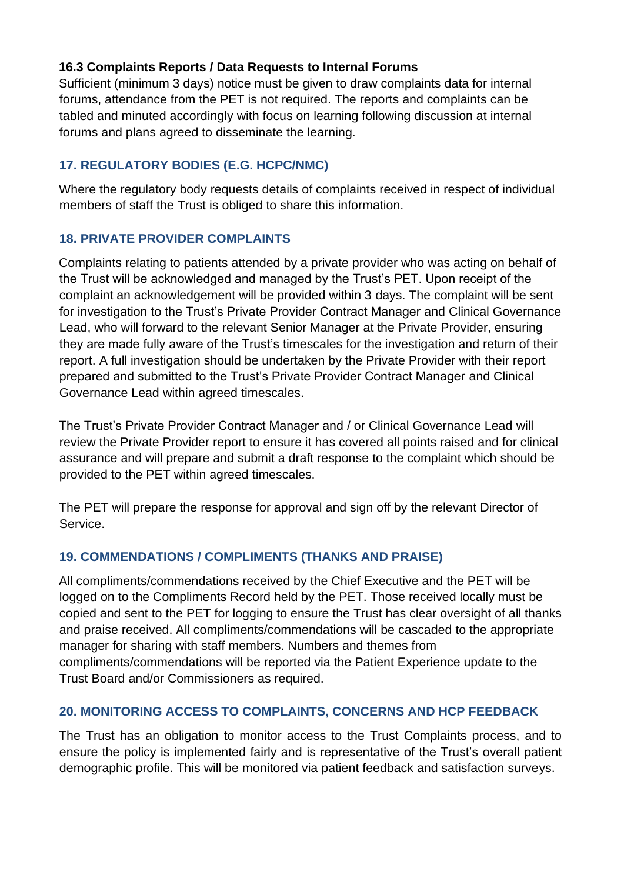### 16.3 Complaints Reports / Data Requests to Internal Forums

Sufficient (minimum 3 days) notice must be given to draw complaints data for internal forums, attendance from the PET is not required. The reports and complaints can be tabled and minuted accordingly with focus on learning following discussion at internal forums and plans agreed to disseminate the learning.

## 17. REGULATORY BODIES (E.G. HCPC/NMC)

Where the regulatory body requests details of complaints received in respect of individual members of staff the Trust is obliged to share this information.

## 18. PRIVATE PROVIDER COMPLAINTS

Complaints relating to patients attended by a private provider who was acting on behalf of the Trust will be acknowledged and managed by the Trust's PET. Upon receipt of the complaint an acknowledgement will be provided within 3 days. The complaint will be sent for investigation to the Trust's Private Provider Contract Manager and Clinical Governance Lead, who will forward to the relevant Senior Manager at the Private Provider, ensuring they are made fully aware of the Trust's timescales for the investigation and return of their report. A full investigation should be undertaken by the Private Provider with their report prepared and submitted to the Trust's Private Provider Contract Manager and Clinical Governance Lead within agreed timescales.

The Trust's Private Provider Contract Manager and / or Clinical Governance Lead will review the Private Provider report to ensure it has covered all points raised and for clinical assurance and will prepare and submit a draft response to the complaint which should be provided to the PET within agreed timescales.

The PET will prepare the response for approval and sign off by the relevant Director of Service.

## 19. COMMENDATIONS / COMPLIMENTS (THANKS AND PRAISE)

All compliments/commendations received by the Chief Executive and the PET will be logged on to the Compliments Record held by the PET. Those received locally must be copied and sent to the PET for logging to ensure the Trust has clear oversight of all thanks and praise received. All compliments/commendations will be cascaded to the appropriate manager for sharing with staff members. Numbers and themes from compliments/commendations will be reported via the Patient Experience update to the Trust Board and/or Commissioners as required.

## 20. MONITORING ACCESS TO COMPLAINTS, CONCERNS AND HCP FEEDBACK

The Trust has an obligation to monitor access to the Trust Complaints process, and to ensure the policy is implemented fairly and is representative of the Trust's overall patient demographic profile. This will be monitored via patient feedback and satisfaction surveys.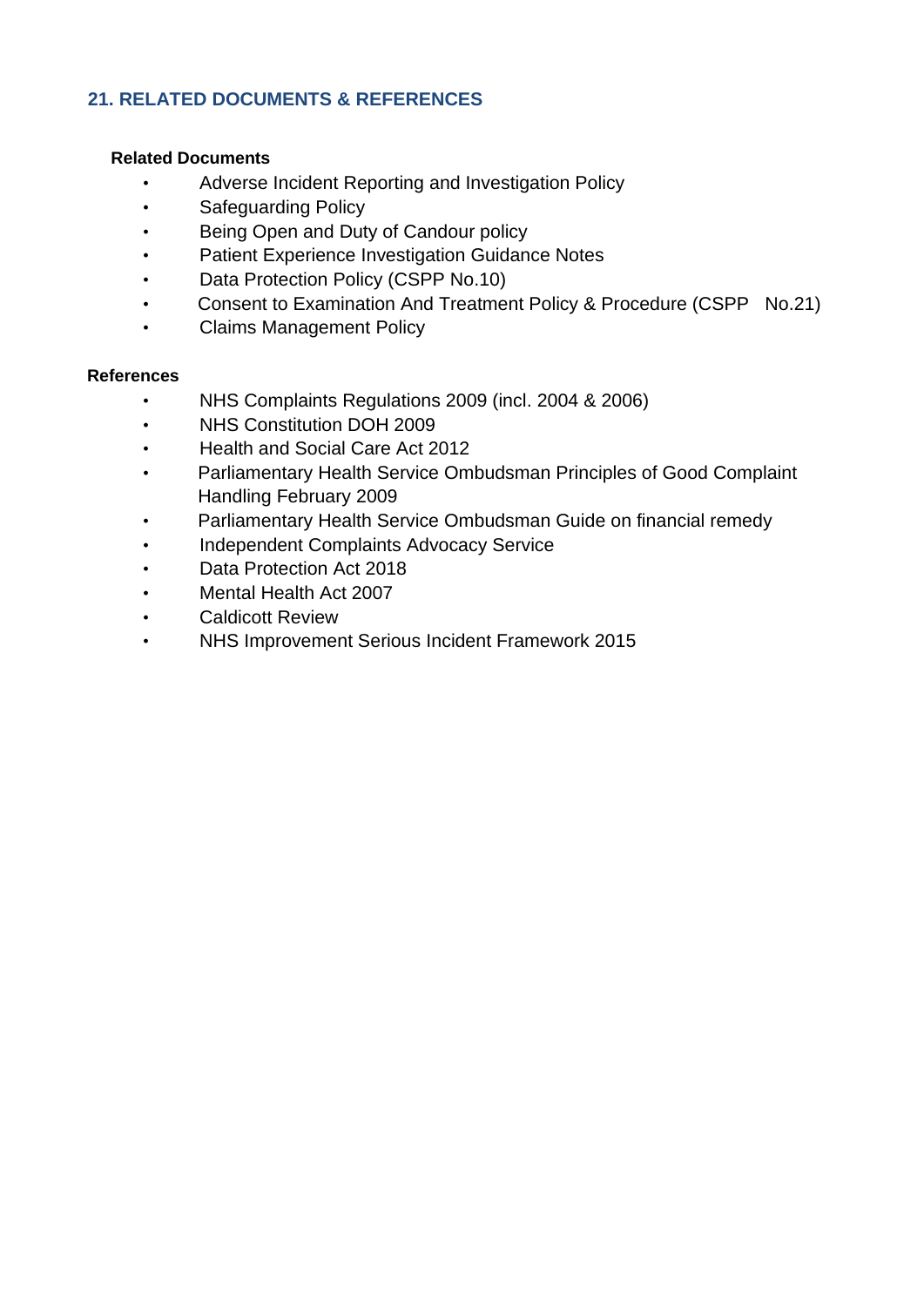## 21. RELATED DOCUMENTS & REFERENCES

**Related Documents**

- Adverse Incident Reporting and Investigation Policy
- Safeguarding Policy
- Being Open and Duty of Candour policy
- Patient Experience Investigation Guidance Notes
- Data Protection Policy (CSPP No.10)
- Consent to Examination And Treatment Policy & Procedure (CSPP No.21)
- Claims Management Policy

**References**

- NHS Complaints Regulations 2009 (incl. 2004 & 2006)
- NHS Constitution DOH 2009
- Health and Social Care Act 2012
- Parliamentary Health Service Ombudsman Principles of Good Complaint Handling February 2009
- Parliamentary Health Service Ombudsman Guide on financial remedy
- Independent Complaints Advocacy Service
- Data Protection Act 2018
- Mental Health Act 2007
- Caldicott Review
- NHS Improvement Serious Incident Framework 2015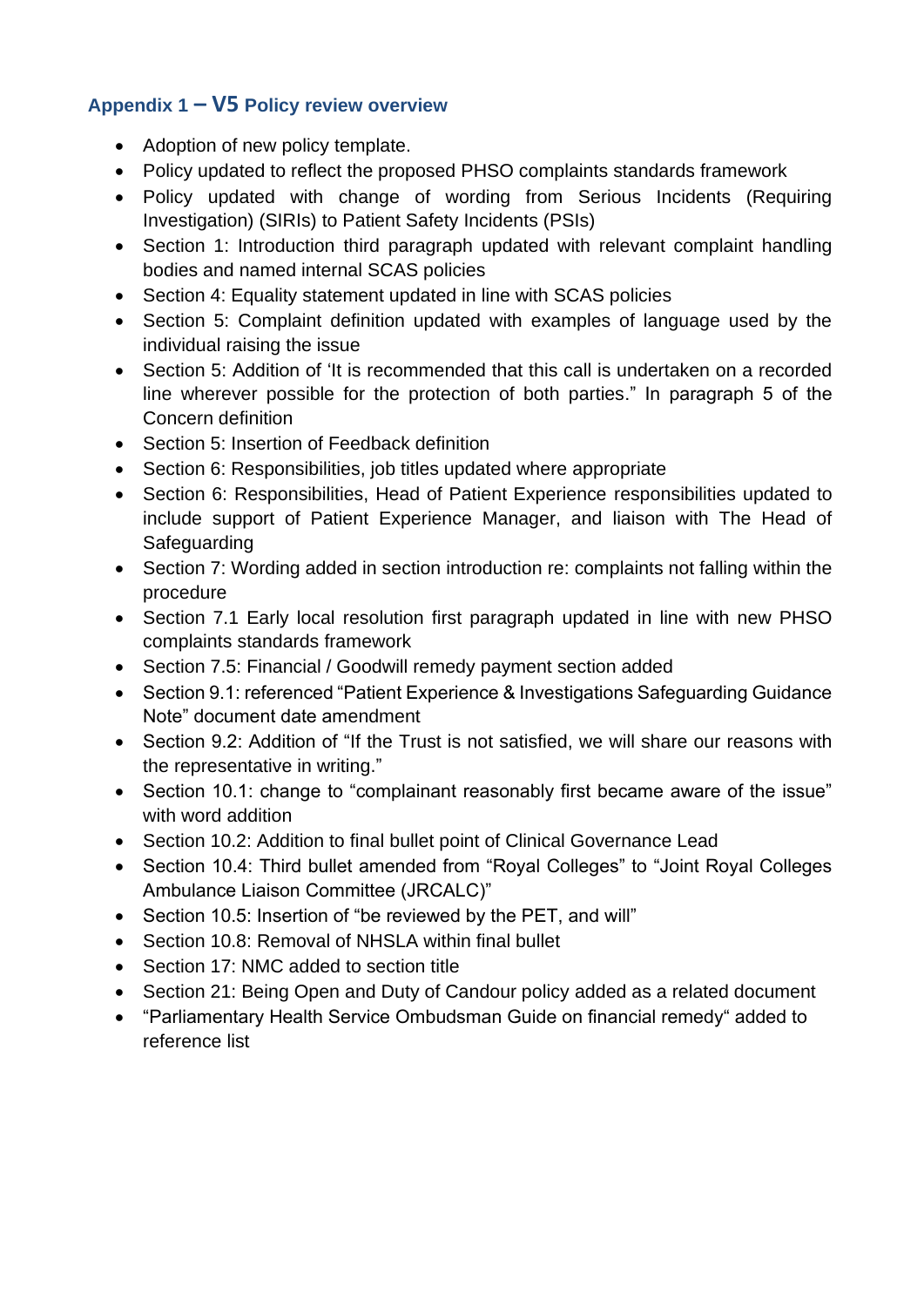### Appendix 1 – V5 Policy review overview

- Adoption of new policy template.
- Policy updated to reflect the proposed PHSO complaints standards framework
- Policy updated with change of wording from Serious Incidents (Requiring Investigation) (SIRIs) to Patient Safety Incidents (PSIs)
- Section 1: Introduction third paragraph updated with relevant complaint handling bodies and named internal SCAS policies
- Section 4: Equality statement updated in line with SCAS policies
- Section 5: Complaint definition updated with examples of language used by the individual raising the issue
- Section 5: Addition of 'It is recommended that this call is undertaken on a recorded line wherever possible for the protection of both parties." In paragraph 5 of the Concern definition
- Section 5: Insertion of Feedback definition
- Section 6: Responsibilities, job titles updated where appropriate
- Section 6: Responsibilities, Head of Patient Experience responsibilities updated to include support of Patient Experience Manager, and liaison with The Head of Safeguarding
- Section 7: Wording added in section introduction re: complaints not falling within the procedure
- Section 7.1 Early local resolution first paragraph updated in line with new PHSO complaints standards framework
- Section 7.5: Financial / Goodwill remedy payment section added
- Section 9.1: referenced "Patient Experience & Investigations Safeguarding Guidance Note" document date amendment
- Section 9.2: Addition of "If the Trust is not satisfied, we will share our reasons with the representative in writing."
- Section 10.1: change to "complainant reasonably first became aware of the issue" with word addition
- Section 10.2: Addition to final bullet point of Clinical Governance Lead
- Section 10.4: Third bullet amended from "Royal Colleges" to "Joint Royal Colleges Ambulance Liaison Committee (JRCALC)"
- Section 10.5: Insertion of "be reviewed by the PET, and will"
- Section 10.8: Removal of NHSLA within final bullet
- Section 17: NMC added to section title
- Section 21: Being Open and Duty of Candour policy added as a related document
- "Parliamentary Health Service Ombudsman Guide on financial remedy" added to reference list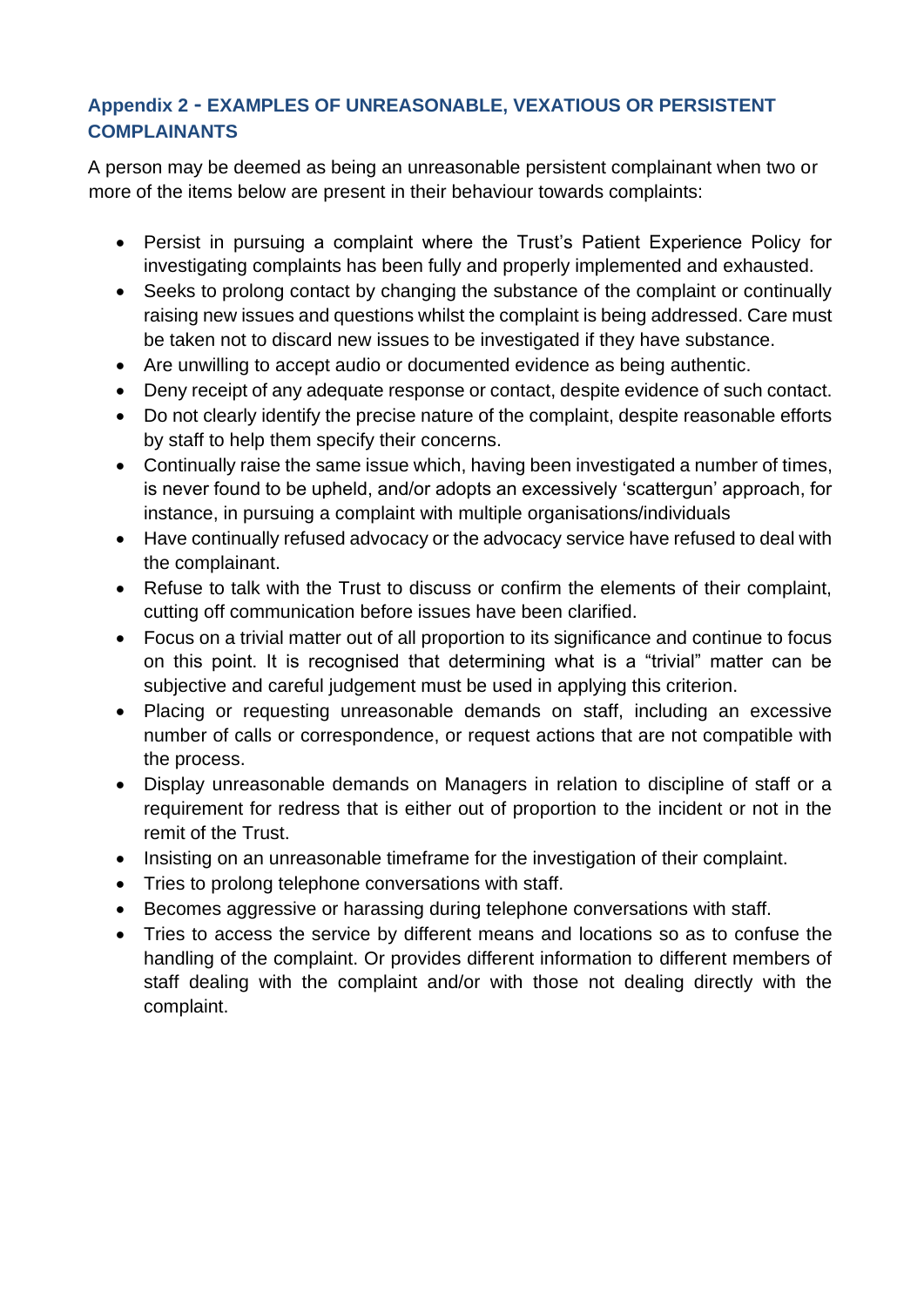## Appendix 2 - EXAMPLES OF UNREASONABLE, VEXATIOUS OR PERSISTENT COMPLAINANTS

A person may be deemed as being an unreasonable persistent complainant when two or more of the items below are present in their behaviour towards complaints:

- Persist in pursuing a complaint where the Trust's Patient Experience Policy for investigating complaints has been fully and properly implemented and exhausted.
- Seeks to prolong contact by changing the substance of the complaint or continually raising new issues and questions whilst the complaint is being addressed. Care must be taken not to discard new issues to be investigated if they have substance.
- Are unwilling to accept audio or documented evidence as being authentic.
- Deny receipt of any adequate response or contact, despite evidence of such contact.
- Do not clearly identify the precise nature of the complaint, despite reasonable efforts by staff to help them specify their concerns.
- Continually raise the same issue which, having been investigated a number of times, is never found to be upheld, and/or adopts an excessively 'scattergun' approach, for instance, in pursuing a complaint with multiple organisations/individuals
- Have continually refused advocacy or the advocacy service have refused to deal with the complainant.
- Refuse to talk with the Trust to discuss or confirm the elements of their complaint, cutting off communication before issues have been clarified.
- Focus on a trivial matter out of all proportion to its significance and continue to focus on this point. It is recognised that determining what is a "trivial" matter can be subjective and careful judgement must be used in applying this criterion.
- Placing or requesting unreasonable demands on staff, including an excessive number of calls or correspondence, or request actions that are not compatible with the process.
- Display unreasonable demands on Managers in relation to discipline of staff or a requirement for redress that is either out of proportion to the incident or not in the remit of the Trust.
- Insisting on an unreasonable timeframe for the investigation of their complaint.
- Tries to prolong telephone conversations with staff.
- Becomes aggressive or harassing during telephone conversations with staff.
- Tries to access the service by different means and locations so as to confuse the handling of the complaint. Or provides different information to different members of staff dealing with the complaint and/or with those not dealing directly with the complaint.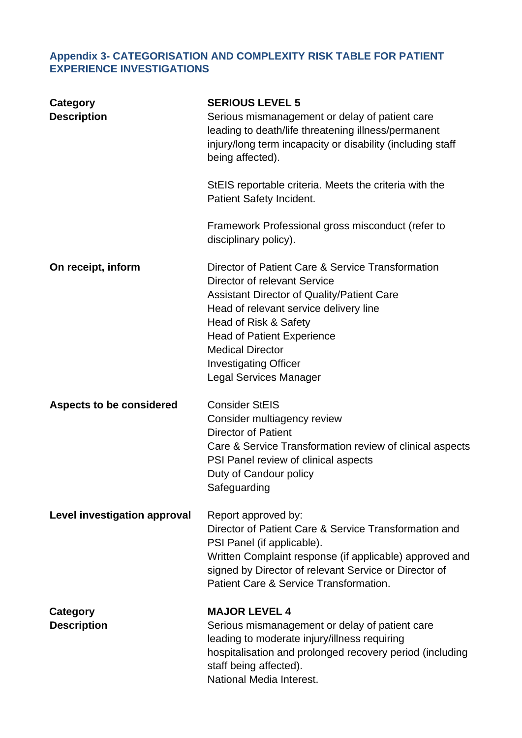### Appendix 3- CATEGORISATION AND COMPLEXITY RISK TABLE FOR PATIENT EXPERIENCE INVESTIGATIONS

| | |
|---|---|
| **Category**<br>**Description** | **SERIOUS LEVEL 5**<br>Serious mismanagement or delay of patient care leading to death/life threatening illness/permanent injury/long term incapacity or disability (including staff being affected).<br><br>StEIS reportable criteria. Meets the criteria with the Patient Safety Incident.<br><br>Framework Professional gross misconduct (refer to disciplinary policy). |
| **On receipt, inform** | Director of Patient Care & Service Transformation<br>Director of relevant Service<br>Assistant Director of Quality/Patient Care<br>Head of relevant service delivery line<br>Head of Risk & Safety<br>Head of Patient Experience<br>Medical Director<br>Investigating Officer<br>Legal Services Manager |
| **Aspects to be considered** | Consider StEIS<br>Consider multiagency review<br>Director of Patient<br>Care & Service Transformation review of clinical aspects<br>PSI Panel review of clinical aspects<br>Duty of Candour policy<br>Safeguarding |
| **Level investigation approval** | Report approved by:<br>Director of Patient Care & Service Transformation and PSI Panel (if applicable).<br>Written Complaint response (if applicable) approved and signed by Director of relevant Service or Director of Patient Care & Service Transformation. |
| **Category**<br>**Description** | **MAJOR LEVEL 4**<br>Serious mismanagement or delay of patient care leading to moderate injury/illness requiring hospitalisation and prolonged recovery period (including staff being affected).<br>National Media Interest. |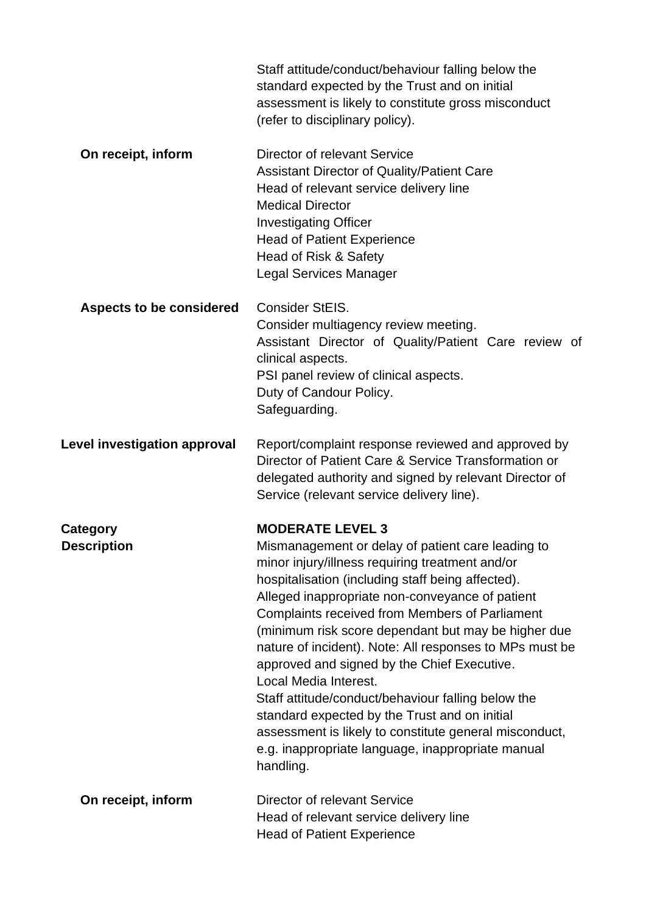| | |
|---|---|
| | Staff attitude/conduct/behaviour falling below the standard expected by the Trust and on initial assessment is likely to constitute gross misconduct (refer to disciplinary policy). |
| **On receipt, inform** | Director of relevant Service<br>Assistant Director of Quality/Patient Care<br>Head of relevant service delivery line<br>Medical Director<br>Investigating Officer<br>Head of Patient Experience<br>Head of Risk & Safety<br>Legal Services Manager |
| **Aspects to be considered** | Consider StEIS.<br>Consider multiagency review meeting.<br>Assistant Director of Quality/Patient Care review of clinical aspects.<br>PSI panel review of clinical aspects.<br>Duty of Candour Policy.<br>Safeguarding. |
| **Level investigation approval** | Report/complaint response reviewed and approved by Director of Patient Care & Service Transformation or delegated authority and signed by relevant Director of Service (relevant service delivery line). |
| **Category** | **MODERATE LEVEL 3** |
| **Description** | Mismanagement or delay of patient care leading to minor injury/illness requiring treatment and/or hospitalisation (including staff being affected).<br>Alleged inappropriate non-conveyance of patient<br>Complaints received from Members of Parliament (minimum risk score dependant but may be higher due nature of incident). Note: All responses to MPs must be approved and signed by the Chief Executive.<br>Local Media Interest.<br>Staff attitude/conduct/behaviour falling below the standard expected by the Trust and on initial assessment is likely to constitute general misconduct, e.g. inappropriate language, inappropriate manual handling. |
| **On receipt, inform** | Director of relevant Service<br>Head of relevant service delivery line<br>Head of Patient Experience |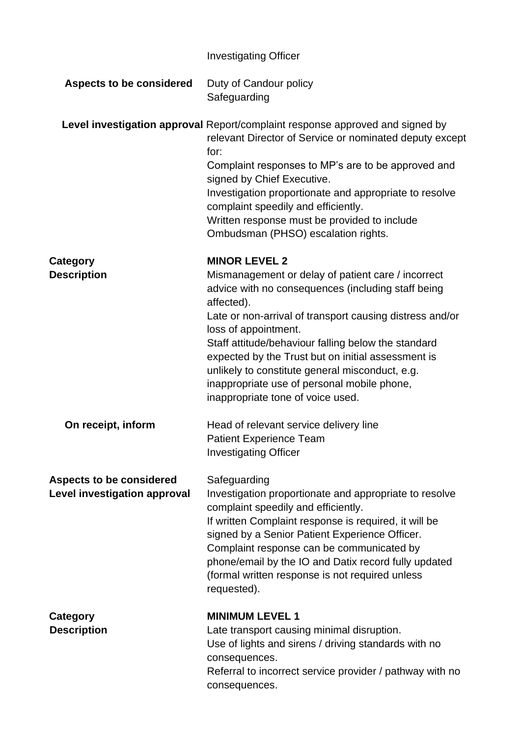| | |
|---|---|
| | Investigating Officer |
| **Aspects to be considered** | Duty of Candour policy<br>Safeguarding |
| **Level investigation approval** | Report/complaint response approved and signed by relevant Director of Service or nominated deputy except for:<br>Complaint responses to MP's are to be approved and signed by Chief Executive.<br>Investigation proportionate and appropriate to resolve complaint speedily and efficiently.<br>Written response must be provided to include Ombudsman (PHSO) escalation rights. |
| **Category** | **MINOR LEVEL 2** |
| **Description** | Mismanagement or delay of patient care / incorrect advice with no consequences (including staff being affected).<br>Late or non-arrival of transport causing distress and/or loss of appointment.<br>Staff attitude/behaviour falling below the standard expected by the Trust but on initial assessment is unlikely to constitute general misconduct, e.g. inappropriate use of personal mobile phone, inappropriate tone of voice used. |
| **On receipt, inform** | Head of relevant service delivery line<br>Patient Experience Team<br>Investigating Officer |
| **Aspects to be considered** | Safeguarding |
| **Level investigation approval** | Investigation proportionate and appropriate to resolve complaint speedily and efficiently.<br>If written Complaint response is required, it will be signed by a Senior Patient Experience Officer.<br>Complaint response can be communicated by phone/email by the IO and Datix record fully updated (formal written response is not required unless requested). |
| **Category** | **MINIMUM LEVEL 1** |
| **Description** | Late transport causing minimal disruption.<br>Use of lights and sirens / driving standards with no consequences.<br>Referral to incorrect service provider / pathway with no consequences. |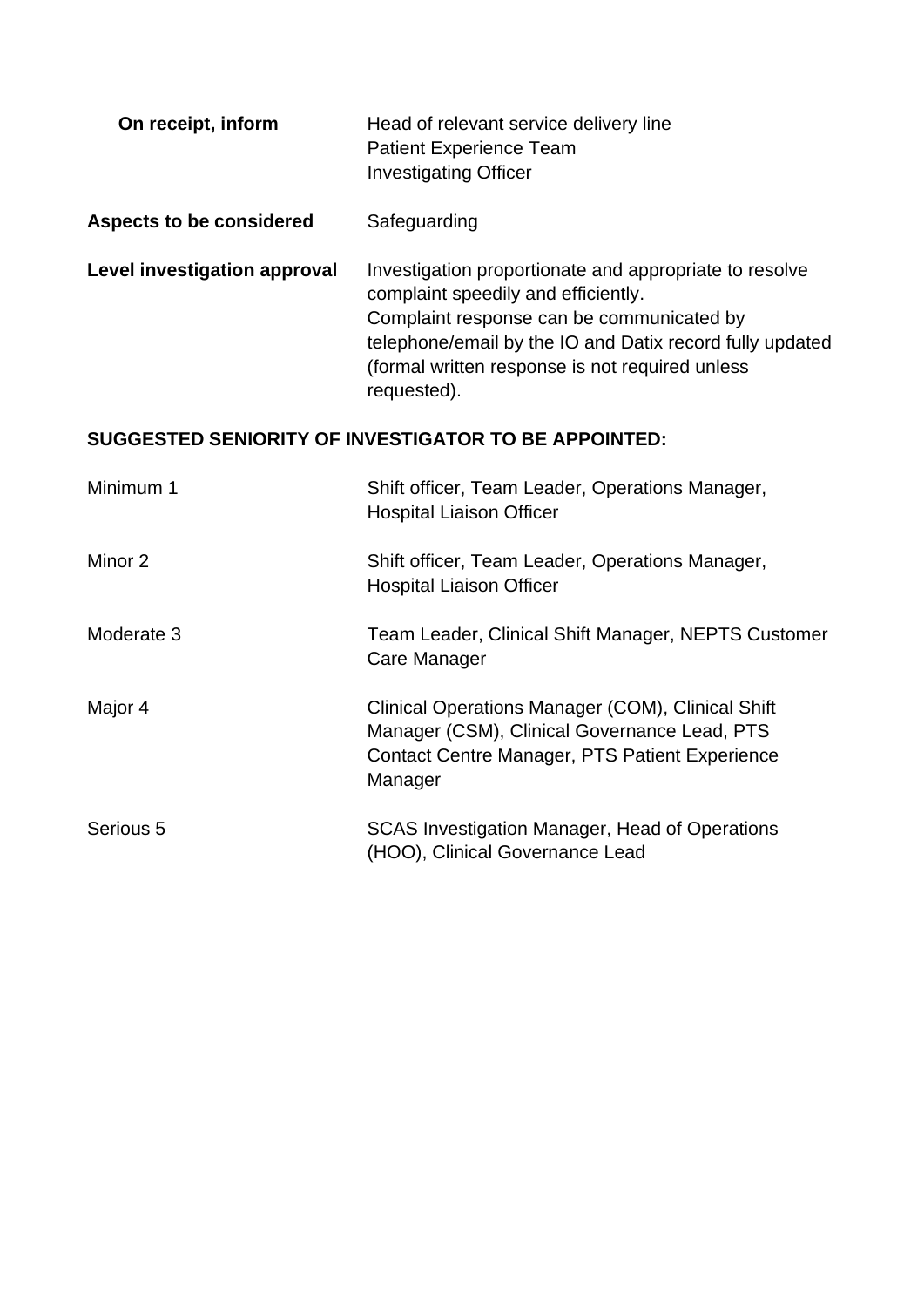| | |
|---|---|
| **On receipt, inform** | Head of relevant service delivery line<br>Patient Experience Team<br>Investigating Officer |
| **Aspects to be considered** | Safeguarding |
| **Level investigation approval** | Investigation proportionate and appropriate to resolve complaint speedily and efficiently.<br>Complaint response can be communicated by telephone/email by the IO and Datix record fully updated (formal written response is not required unless requested). |

**SUGGESTED SENIORITY OF INVESTIGATOR TO BE APPOINTED:**

| | |
|---|---|
| Minimum 1 | Shift officer, Team Leader, Operations Manager, Hospital Liaison Officer |
| Minor 2 | Shift officer, Team Leader, Operations Manager, Hospital Liaison Officer |
| Moderate 3 | Team Leader, Clinical Shift Manager, NEPTS Customer Care Manager |
| Major 4 | Clinical Operations Manager (COM), Clinical Shift Manager (CSM), Clinical Governance Lead, PTS Contact Centre Manager, PTS Patient Experience Manager |
| Serious 5 | SCAS Investigation Manager, Head of Operations (HOO), Clinical Governance Lead |